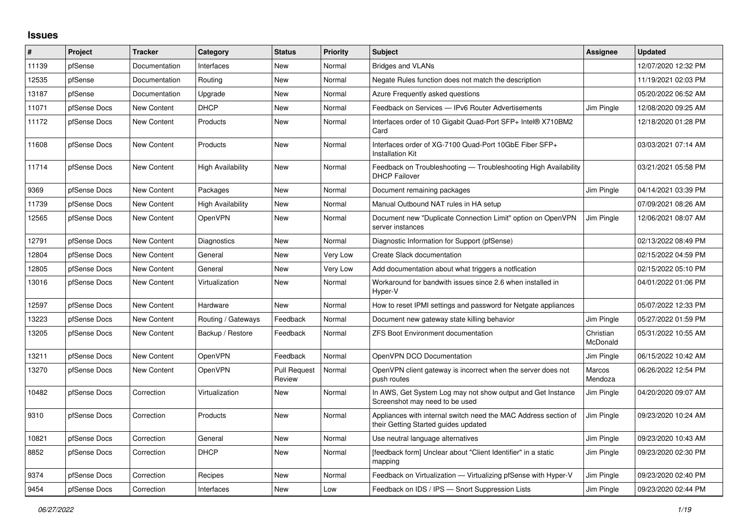## Issues

| # | Project | Tracker | Category | Status | Priority | Subject | Assignee | Updated |
|---|---|---|---|---|---|---|---|---|
| 11139 | pfSense | Documentation | Interfaces | New | Normal | Bridges and VLANs | | 12/07/2020 12:32 PM |
| 12535 | pfSense | Documentation | Routing | New | Normal | Negate Rules function does not match the description | | 11/19/2021 02:03 PM |
| 13187 | pfSense | Documentation | Upgrade | New | Normal | Azure Frequently asked questions | | 05/20/2022 06:52 AM |
| 11071 | pfSense Docs | New Content | DHCP | New | Normal | Feedback on Services — IPv6 Router Advertisements | Jim Pingle | 12/08/2020 09:25 AM |
| 11172 | pfSense Docs | New Content | Products | New | Normal | Interfaces order of 10 Gigabit Quad-Port SFP+ Intel® X710BM2 Card | | 12/18/2020 01:28 PM |
| 11608 | pfSense Docs | New Content | Products | New | Normal | Interfaces order of XG-7100 Quad-Port 10GbE Fiber SFP+ Installation Kit | | 03/03/2021 07:14 AM |
| 11714 | pfSense Docs | New Content | High Availability | New | Normal | Feedback on Troubleshooting — Troubleshooting High Availability DHCP Failover | | 03/21/2021 05:58 PM |
| 9369 | pfSense Docs | New Content | Packages | New | Normal | Document remaining packages | Jim Pingle | 04/14/2021 03:39 PM |
| 11739 | pfSense Docs | New Content | High Availability | New | Normal | Manual Outbound NAT rules in HA setup | | 07/09/2021 08:26 AM |
| 12565 | pfSense Docs | New Content | OpenVPN | New | Normal | Document new "Duplicate Connection Limit" option on OpenVPN server instances | Jim Pingle | 12/06/2021 08:07 AM |
| 12791 | pfSense Docs | New Content | Diagnostics | New | Normal | Diagnostic Information for Support (pfSense) | | 02/13/2022 08:49 PM |
| 12804 | pfSense Docs | New Content | General | New | Very Low | Create Slack documentation | | 02/15/2022 04:59 PM |
| 12805 | pfSense Docs | New Content | General | New | Very Low | Add documentation about what triggers a notfication | | 02/15/2022 05:10 PM |
| 13016 | pfSense Docs | New Content | Virtualization | New | Normal | Workaround for bandwith issues since 2.6 when installed in Hyper-V | | 04/01/2022 01:06 PM |
| 12597 | pfSense Docs | New Content | Hardware | New | Normal | How to reset IPMI settings and password for Netgate appliances | | 05/07/2022 12:33 PM |
| 13223 | pfSense Docs | New Content | Routing / Gateways | Feedback | Normal | Document new gateway state killing behavior | Jim Pingle | 05/27/2022 01:59 PM |
| 13205 | pfSense Docs | New Content | Backup / Restore | Feedback | Normal | ZFS Boot Environment documentation | Christian McDonald | 05/31/2022 10:55 AM |
| 13211 | pfSense Docs | New Content | OpenVPN | Feedback | Normal | OpenVPN DCO Documentation | Jim Pingle | 06/15/2022 10:42 AM |
| 13270 | pfSense Docs | New Content | OpenVPN | Pull Request Review | Normal | OpenVPN client gateway is incorrect when the server does not push routes | Marcos Mendoza | 06/26/2022 12:54 PM |
| 10482 | pfSense Docs | Correction | Virtualization | New | Normal | In AWS, Get System Log may not show output and Get Instance Screenshot may need to be used | Jim Pingle | 04/20/2020 09:07 AM |
| 9310 | pfSense Docs | Correction | Products | New | Normal | Appliances with internal switch need the MAC Address section of their Getting Started guides updated | Jim Pingle | 09/23/2020 10:24 AM |
| 10821 | pfSense Docs | Correction | General | New | Normal | Use neutral language alternatives | Jim Pingle | 09/23/2020 10:43 AM |
| 8852 | pfSense Docs | Correction | DHCP | New | Normal | [feedback form] Unclear about "Client Identifier" in a static mapping | Jim Pingle | 09/23/2020 02:30 PM |
| 9374 | pfSense Docs | Correction | Recipes | New | Normal | Feedback on Virtualization — Virtualizing pfSense with Hyper-V | Jim Pingle | 09/23/2020 02:40 PM |
| 9454 | pfSense Docs | Correction | Interfaces | New | Low | Feedback on IDS / IPS — Snort Suppression Lists | Jim Pingle | 09/23/2020 02:44 PM |

*06/27/2022*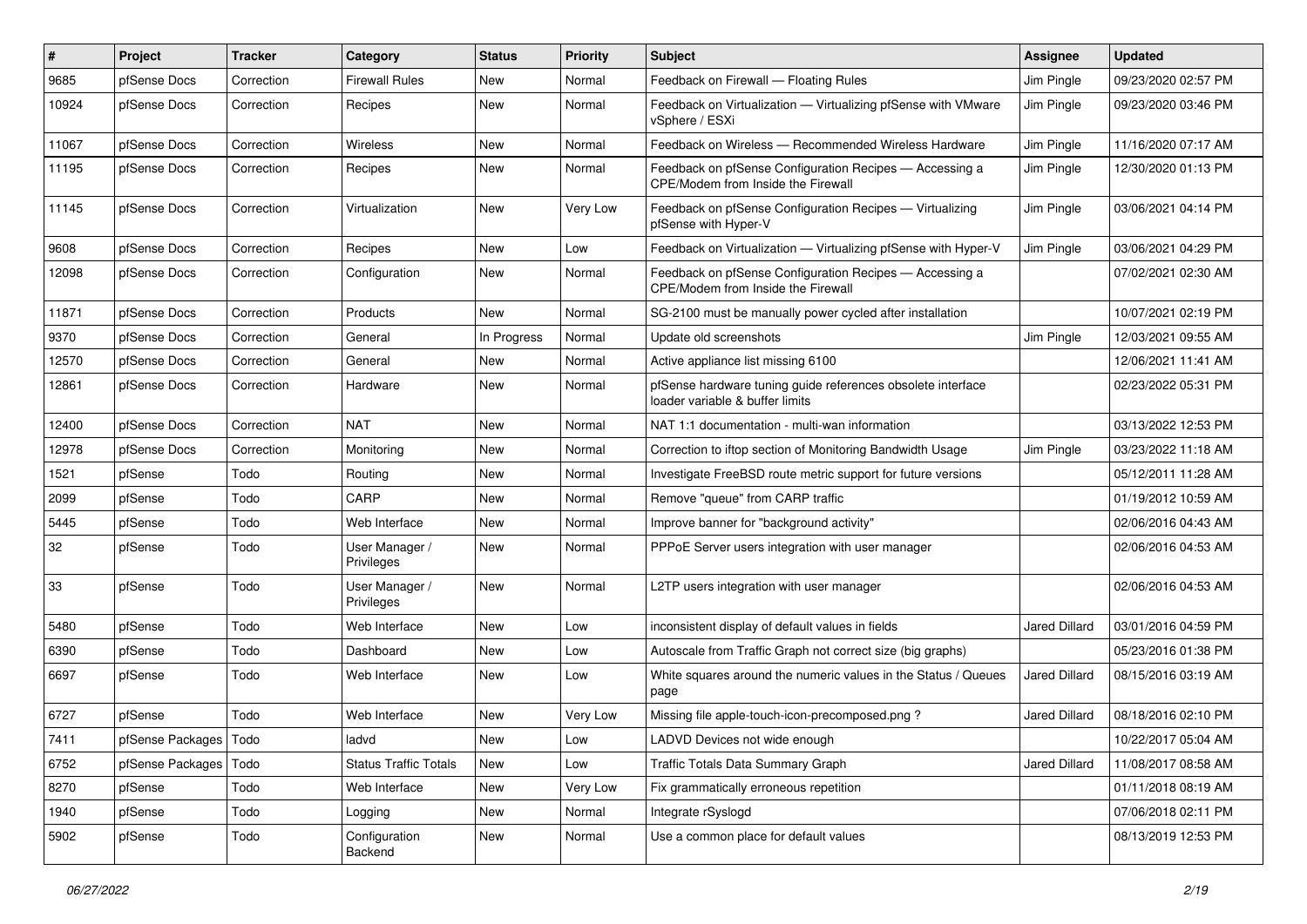| # | Project | Tracker | Category | Status | Priority | Subject | Assignee | Updated |
| --- | --- | --- | --- | --- | --- | --- | --- | --- |
| 9685 | pfSense Docs | Correction | Firewall Rules | New | Normal | Feedback on Firewall — Floating Rules | Jim Pingle | 09/23/2020 02:57 PM |
| 10924 | pfSense Docs | Correction | Recipes | New | Normal | Feedback on Virtualization — Virtualizing pfSense with VMware vSphere / ESXi | Jim Pingle | 09/23/2020 03:46 PM |
| 11067 | pfSense Docs | Correction | Wireless | New | Normal | Feedback on Wireless — Recommended Wireless Hardware | Jim Pingle | 11/16/2020 07:17 AM |
| 11195 | pfSense Docs | Correction | Recipes | New | Normal | Feedback on pfSense Configuration Recipes — Accessing a CPE/Modem from Inside the Firewall | Jim Pingle | 12/30/2020 01:13 PM |
| 11145 | pfSense Docs | Correction | Virtualization | New | Very Low | Feedback on pfSense Configuration Recipes — Virtualizing pfSense with Hyper-V | Jim Pingle | 03/06/2021 04:14 PM |
| 9608 | pfSense Docs | Correction | Recipes | New | Low | Feedback on Virtualization — Virtualizing pfSense with Hyper-V | Jim Pingle | 03/06/2021 04:29 PM |
| 12098 | pfSense Docs | Correction | Configuration | New | Normal | Feedback on pfSense Configuration Recipes — Accessing a CPE/Modem from Inside the Firewall | | 07/02/2021 02:30 AM |
| 11871 | pfSense Docs | Correction | Products | New | Normal | SG-2100 must be manually power cycled after installation | | 10/07/2021 02:19 PM |
| 9370 | pfSense Docs | Correction | General | In Progress | Normal | Update old screenshots | Jim Pingle | 12/03/2021 09:55 AM |
| 12570 | pfSense Docs | Correction | General | New | Normal | Active appliance list missing 6100 | | 12/06/2021 11:41 AM |
| 12861 | pfSense Docs | Correction | Hardware | New | Normal | pfSense hardware tuning guide references obsolete interface loader variable & buffer limits | | 02/23/2022 05:31 PM |
| 12400 | pfSense Docs | Correction | NAT | New | Normal | NAT 1:1 documentation - multi-wan information | | 03/13/2022 12:53 PM |
| 12978 | pfSense Docs | Correction | Monitoring | New | Normal | Correction to iftop section of Monitoring Bandwidth Usage | Jim Pingle | 03/23/2022 11:18 AM |
| 1521 | pfSense | Todo | Routing | New | Normal | Investigate FreeBSD route metric support for future versions | | 05/12/2011 11:28 AM |
| 2099 | pfSense | Todo | CARP | New | Normal | Remove "queue" from CARP traffic | | 01/19/2012 10:59 AM |
| 5445 | pfSense | Todo | Web Interface | New | Normal | Improve banner for "background activity" | | 02/06/2016 04:43 AM |
| 32 | pfSense | Todo | User Manager / Privileges | New | Normal | PPPoE Server users integration with user manager | | 02/06/2016 04:53 AM |
| 33 | pfSense | Todo | User Manager / Privileges | New | Normal | L2TP users integration with user manager | | 02/06/2016 04:53 AM |
| 5480 | pfSense | Todo | Web Interface | New | Low | inconsistent display of default values in fields | Jared Dillard | 03/01/2016 04:59 PM |
| 6390 | pfSense | Todo | Dashboard | New | Low | Autoscale from Traffic Graph not correct size (big graphs) | | 05/23/2016 01:38 PM |
| 6697 | pfSense | Todo | Web Interface | New | Low | White squares around the numeric values in the Status / Queues page | Jared Dillard | 08/15/2016 03:19 AM |
| 6727 | pfSense | Todo | Web Interface | New | Very Low | Missing file apple-touch-icon-precomposed.png ? | Jared Dillard | 08/18/2016 02:10 PM |
| 7411 | pfSense Packages | Todo | ladvd | New | Low | LADVD Devices not wide enough | | 10/22/2017 05:04 AM |
| 6752 | pfSense Packages | Todo | Status Traffic Totals | New | Low | Traffic Totals Data Summary Graph | Jared Dillard | 11/08/2017 08:58 AM |
| 8270 | pfSense | Todo | Web Interface | New | Very Low | Fix grammatically erroneous repetition | | 01/11/2018 08:19 AM |
| 1940 | pfSense | Todo | Logging | New | Normal | Integrate rSyslogd | | 07/06/2018 02:11 PM |
| 5902 | pfSense | Todo | Configuration Backend | New | Normal | Use a common place for default values | | 08/13/2019 12:53 PM |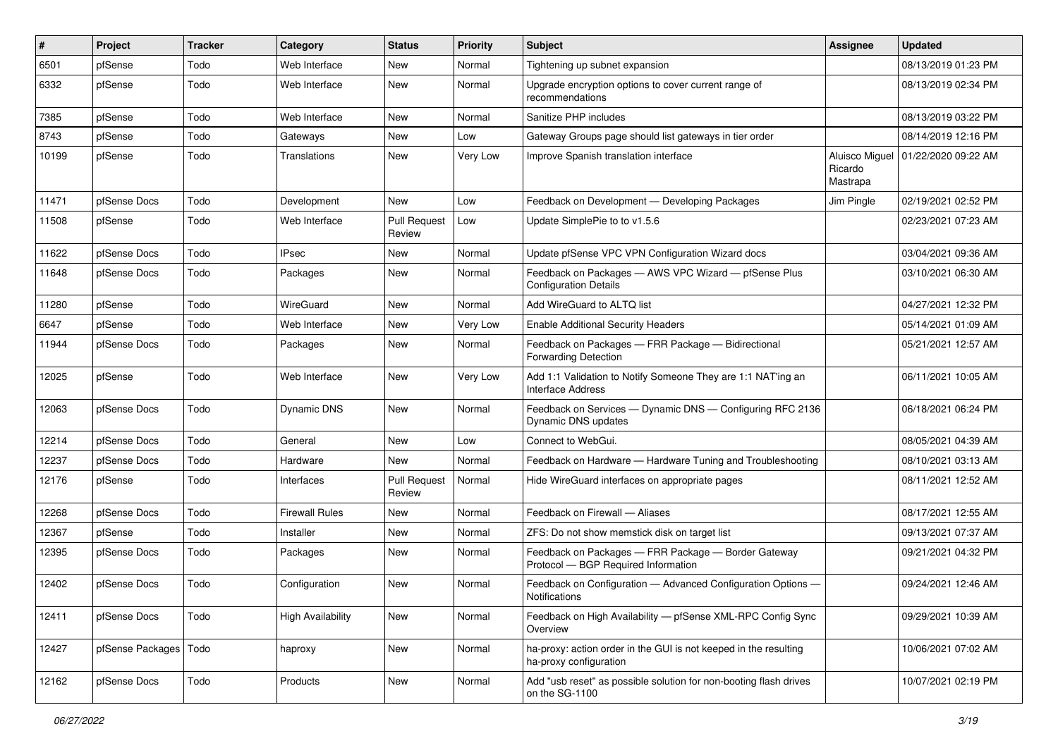| # | Project | Tracker | Category | Status | Priority | Subject | Assignee | Updated |
|---|---|---|---|---|---|---|---|---|
| 6501 | pfSense | Todo | Web Interface | New | Normal | Tightening up subnet expansion | | 08/13/2019 01:23 PM |
| 6332 | pfSense | Todo | Web Interface | New | Normal | Upgrade encryption options to cover current range of recommendations | | 08/13/2019 02:34 PM |
| 7385 | pfSense | Todo | Web Interface | New | Normal | Sanitize PHP includes | | 08/13/2019 03:22 PM |
| 8743 | pfSense | Todo | Gateways | New | Low | Gateway Groups page should list gateways in tier order | | 08/14/2019 12:16 PM |
| 10199 | pfSense | Todo | Translations | New | Very Low | Improve Spanish translation interface | Aluisco Miguel Ricardo Mastrapa | 01/22/2020 09:22 AM |
| 11471 | pfSense Docs | Todo | Development | New | Low | Feedback on Development — Developing Packages | Jim Pingle | 02/19/2021 02:52 PM |
| 11508 | pfSense | Todo | Web Interface | Pull Request Review | Low | Update SimplePie to to v1.5.6 | | 02/23/2021 07:23 AM |
| 11622 | pfSense Docs | Todo | IPsec | New | Normal | Update pfSense VPC VPN Configuration Wizard docs | | 03/04/2021 09:36 AM |
| 11648 | pfSense Docs | Todo | Packages | New | Normal | Feedback on Packages — AWS VPC Wizard — pfSense Plus Configuration Details | | 03/10/2021 06:30 AM |
| 11280 | pfSense | Todo | WireGuard | New | Normal | Add WireGuard to ALTQ list | | 04/27/2021 12:32 PM |
| 6647 | pfSense | Todo | Web Interface | New | Very Low | Enable Additional Security Headers | | 05/14/2021 01:09 AM |
| 11944 | pfSense Docs | Todo | Packages | New | Normal | Feedback on Packages — FRR Package — Bidirectional Forwarding Detection | | 05/21/2021 12:57 AM |
| 12025 | pfSense | Todo | Web Interface | New | Very Low | Add 1:1 Validation to Notify Someone They are 1:1 NAT'ing an Interface Address | | 06/11/2021 10:05 AM |
| 12063 | pfSense Docs | Todo | Dynamic DNS | New | Normal | Feedback on Services — Dynamic DNS — Configuring RFC 2136 Dynamic DNS updates | | 06/18/2021 06:24 PM |
| 12214 | pfSense Docs | Todo | General | New | Low | Connect to WebGui. | | 08/05/2021 04:39 AM |
| 12237 | pfSense Docs | Todo | Hardware | New | Normal | Feedback on Hardware — Hardware Tuning and Troubleshooting | | 08/10/2021 03:13 AM |
| 12176 | pfSense | Todo | Interfaces | Pull Request Review | Normal | Hide WireGuard interfaces on appropriate pages | | 08/11/2021 12:52 AM |
| 12268 | pfSense Docs | Todo | Firewall Rules | New | Normal | Feedback on Firewall — Aliases | | 08/17/2021 12:55 AM |
| 12367 | pfSense | Todo | Installer | New | Normal | ZFS: Do not show memstick disk on target list | | 09/13/2021 07:37 AM |
| 12395 | pfSense Docs | Todo | Packages | New | Normal | Feedback on Packages — FRR Package — Border Gateway Protocol — BGP Required Information | | 09/21/2021 04:32 PM |
| 12402 | pfSense Docs | Todo | Configuration | New | Normal | Feedback on Configuration — Advanced Configuration Options — Notifications | | 09/24/2021 12:46 AM |
| 12411 | pfSense Docs | Todo | High Availability | New | Normal | Feedback on High Availability — pfSense XML-RPC Config Sync Overview | | 09/29/2021 10:39 AM |
| 12427 | pfSense Packages | Todo | haproxy | New | Normal | ha-proxy: action order in the GUI is not keeped in the resulting ha-proxy configuration | | 10/06/2021 07:02 AM |
| 12162 | pfSense Docs | Todo | Products | New | Normal | Add "usb reset" as possible solution for non-booting flash drives on the SG-1100 | | 10/07/2021 02:19 PM |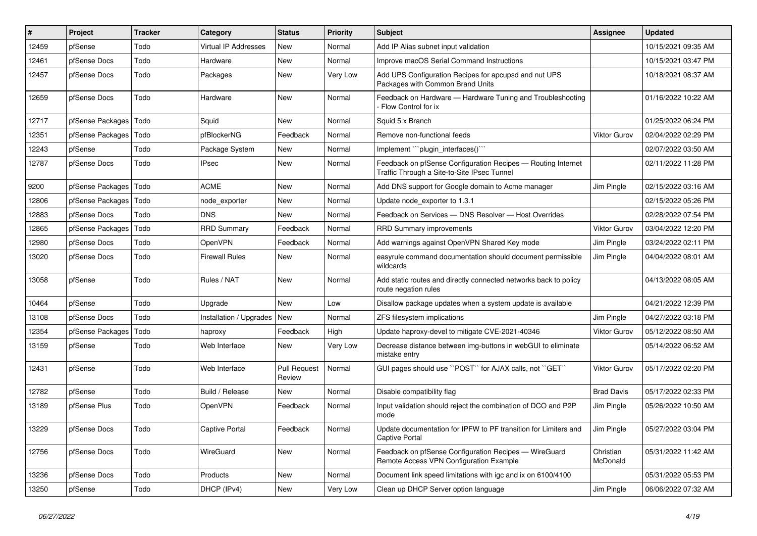| # | Project | Tracker | Category | Status | Priority | Subject | Assignee | Updated |
|---|---|---|---|---|---|---|---|---|
| 12459 | pfSense | Todo | Virtual IP Addresses | New | Normal | Add IP Alias subnet input validation | | 10/15/2021 09:35 AM |
| 12461 | pfSense Docs | Todo | Hardware | New | Normal | Improve macOS Serial Command Instructions | | 10/15/2021 03:47 PM |
| 12457 | pfSense Docs | Todo | Packages | New | Very Low | Add UPS Configuration Recipes for apcupsd and nut UPS Packages with Common Brand Units | | 10/18/2021 08:37 AM |
| 12659 | pfSense Docs | Todo | Hardware | New | Normal | Feedback on Hardware — Hardware Tuning and Troubleshooting - Flow Control for ix | | 01/16/2022 10:22 AM |
| 12717 | pfSense Packages | Todo | Squid | New | Normal | Squid 5.x Branch | | 01/25/2022 06:24 PM |
| 12351 | pfSense Packages | Todo | pfBlockerNG | Feedback | Normal | Remove non-functional feeds | Viktor Gurov | 02/04/2022 02:29 PM |
| 12243 | pfSense | Todo | Package System | New | Normal | Implement ```plugin_interfaces()``` | | 02/07/2022 03:50 AM |
| 12787 | pfSense Docs | Todo | IPsec | New | Normal | Feedback on pfSense Configuration Recipes — Routing Internet Traffic Through a Site-to-Site IPsec Tunnel | | 02/11/2022 11:28 PM |
| 9200 | pfSense Packages | Todo | ACME | New | Normal | Add DNS support for Google domain to Acme manager | Jim Pingle | 02/15/2022 03:16 AM |
| 12806 | pfSense Packages | Todo | node_exporter | New | Normal | Update node_exporter to 1.3.1 | | 02/15/2022 05:26 PM |
| 12883 | pfSense Docs | Todo | DNS | New | Normal | Feedback on Services — DNS Resolver — Host Overrides | | 02/28/2022 07:54 PM |
| 12865 | pfSense Packages | Todo | RRD Summary | Feedback | Normal | RRD Summary improvements | Viktor Gurov | 03/04/2022 12:20 PM |
| 12980 | pfSense Docs | Todo | OpenVPN | Feedback | Normal | Add warnings against OpenVPN Shared Key mode | Jim Pingle | 03/24/2022 02:11 PM |
| 13020 | pfSense Docs | Todo | Firewall Rules | New | Normal | easyrule command documentation should document permissible wildcards | Jim Pingle | 04/04/2022 08:01 AM |
| 13058 | pfSense | Todo | Rules / NAT | New | Normal | Add static routes and directly connected networks back to policy route negation rules | | 04/13/2022 08:05 AM |
| 10464 | pfSense | Todo | Upgrade | New | Low | Disallow package updates when a system update is available | | 04/21/2022 12:39 PM |
| 13108 | pfSense Docs | Todo | Installation / Upgrades | New | Normal | ZFS filesystem implications | Jim Pingle | 04/27/2022 03:18 PM |
| 12354 | pfSense Packages | Todo | haproxy | Feedback | High | Update haproxy-devel to mitigate CVE-2021-40346 | Viktor Gurov | 05/12/2022 08:50 AM |
| 13159 | pfSense | Todo | Web Interface | New | Very Low | Decrease distance between img-buttons in webGUI to eliminate mistake entry | | 05/14/2022 06:52 AM |
| 12431 | pfSense | Todo | Web Interface | Pull Request Review | Normal | GUI pages should use ``POST`` for AJAX calls, not ``GET`` | Viktor Gurov | 05/17/2022 02:20 PM |
| 12782 | pfSense | Todo | Build / Release | New | Normal | Disable compatibility flag | Brad Davis | 05/17/2022 02:33 PM |
| 13189 | pfSense Plus | Todo | OpenVPN | Feedback | Normal | Input validation should reject the combination of DCO and P2P mode | Jim Pingle | 05/26/2022 10:50 AM |
| 13229 | pfSense Docs | Todo | Captive Portal | Feedback | Normal | Update documentation for IPFW to PF transition for Limiters and Captive Portal | Jim Pingle | 05/27/2022 03:04 PM |
| 12756 | pfSense Docs | Todo | WireGuard | New | Normal | Feedback on pfSense Configuration Recipes — WireGuard Remote Access VPN Configuration Example | Christian McDonald | 05/31/2022 11:42 AM |
| 13236 | pfSense Docs | Todo | Products | New | Normal | Document link speed limitations with igc and ix on 6100/4100 | | 05/31/2022 05:53 PM |
| 13250 | pfSense | Todo | DHCP (IPv4) | New | Very Low | Clean up DHCP Server option language | Jim Pingle | 06/06/2022 07:32 AM |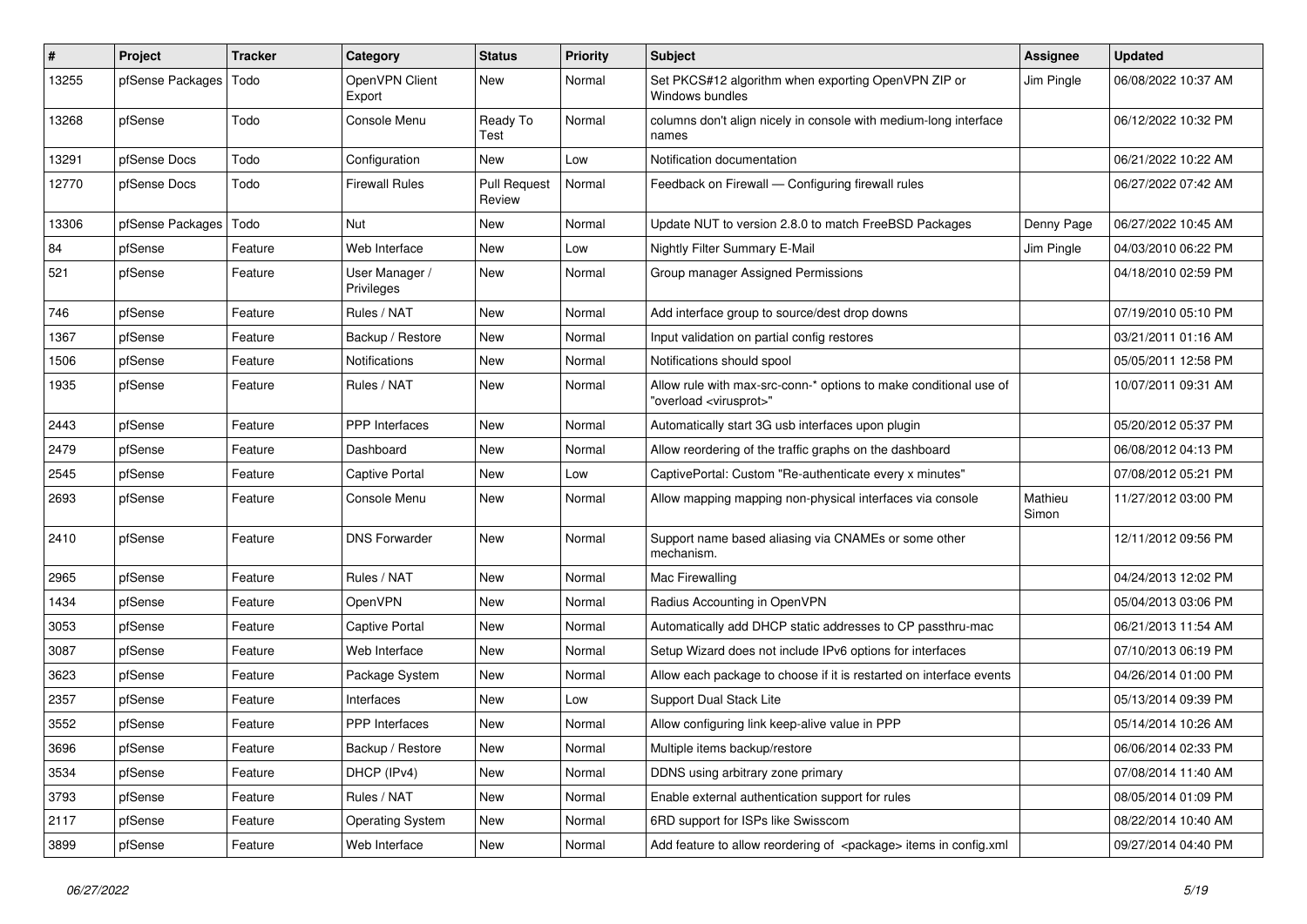| # | Project | Tracker | Category | Status | Priority | Subject | Assignee | Updated |
|---|---|---|---|---|---|---|---|---|
| 13255 | pfSense Packages | Todo | OpenVPN Client Export | New | Normal | Set PKCS#12 algorithm when exporting OpenVPN ZIP or Windows bundles | Jim Pingle | 06/08/2022 10:37 AM |
| 13268 | pfSense | Todo | Console Menu | Ready To Test | Normal | columns don't align nicely in console with medium-long interface names | | 06/12/2022 10:32 PM |
| 13291 | pfSense Docs | Todo | Configuration | New | Low | Notification documentation | | 06/21/2022 10:22 AM |
| 12770 | pfSense Docs | Todo | Firewall Rules | Pull Request Review | Normal | Feedback on Firewall — Configuring firewall rules | | 06/27/2022 07:42 AM |
| 13306 | pfSense Packages | Todo | Nut | New | Normal | Update NUT to version 2.8.0 to match FreeBSD Packages | Denny Page | 06/27/2022 10:45 AM |
| 84 | pfSense | Feature | Web Interface | New | Low | Nightly Filter Summary E-Mail | Jim Pingle | 04/03/2010 06:22 PM |
| 521 | pfSense | Feature | User Manager / Privileges | New | Normal | Group manager Assigned Permissions | | 04/18/2010 02:59 PM |
| 746 | pfSense | Feature | Rules / NAT | New | Normal | Add interface group to source/dest drop downs | | 07/19/2010 05:10 PM |
| 1367 | pfSense | Feature | Backup / Restore | New | Normal | Input validation on partial config restores | | 03/21/2011 01:16 AM |
| 1506 | pfSense | Feature | Notifications | New | Normal | Notifications should spool | | 05/05/2011 12:58 PM |
| 1935 | pfSense | Feature | Rules / NAT | New | Normal | Allow rule with max-src-conn-* options to make conditional use of "overload <virusprot>" | | 10/07/2011 09:31 AM |
| 2443 | pfSense | Feature | PPP Interfaces | New | Normal | Automatically start 3G usb interfaces upon plugin | | 05/20/2012 05:37 PM |
| 2479 | pfSense | Feature | Dashboard | New | Normal | Allow reordering of the traffic graphs on the dashboard | | 06/08/2012 04:13 PM |
| 2545 | pfSense | Feature | Captive Portal | New | Low | CaptivePortal: Custom "Re-authenticate every x minutes" | | 07/08/2012 05:21 PM |
| 2693 | pfSense | Feature | Console Menu | New | Normal | Allow mapping mapping non-physical interfaces via console | Mathieu Simon | 11/27/2012 03:00 PM |
| 2410 | pfSense | Feature | DNS Forwarder | New | Normal | Support name based aliasing via CNAMEs or some other mechanism. | | 12/11/2012 09:56 PM |
| 2965 | pfSense | Feature | Rules / NAT | New | Normal | Mac Firewalling | | 04/24/2013 12:02 PM |
| 1434 | pfSense | Feature | OpenVPN | New | Normal | Radius Accounting in OpenVPN | | 05/04/2013 03:06 PM |
| 3053 | pfSense | Feature | Captive Portal | New | Normal | Automatically add DHCP static addresses to CP passthru-mac | | 06/21/2013 11:54 AM |
| 3087 | pfSense | Feature | Web Interface | New | Normal | Setup Wizard does not include IPv6 options for interfaces | | 07/10/2013 06:19 PM |
| 3623 | pfSense | Feature | Package System | New | Normal | Allow each package to choose if it is restarted on interface events | | 04/26/2014 01:00 PM |
| 2357 | pfSense | Feature | Interfaces | New | Low | Support Dual Stack Lite | | 05/13/2014 09:39 PM |
| 3552 | pfSense | Feature | PPP Interfaces | New | Normal | Allow configuring link keep-alive value in PPP | | 05/14/2014 10:26 AM |
| 3696 | pfSense | Feature | Backup / Restore | New | Normal | Multiple items backup/restore | | 06/06/2014 02:33 PM |
| 3534 | pfSense | Feature | DHCP (IPv4) | New | Normal | DDNS using arbitrary zone primary | | 07/08/2014 11:40 AM |
| 3793 | pfSense | Feature | Rules / NAT | New | Normal | Enable external authentication support for rules | | 08/05/2014 01:09 PM |
| 2117 | pfSense | Feature | Operating System | New | Normal | 6RD support for ISPs like Swisscom | | 08/22/2014 10:40 AM |
| 3899 | pfSense | Feature | Web Interface | New | Normal | Add feature to allow reordering of <package> items in config.xml | | 09/27/2014 04:40 PM |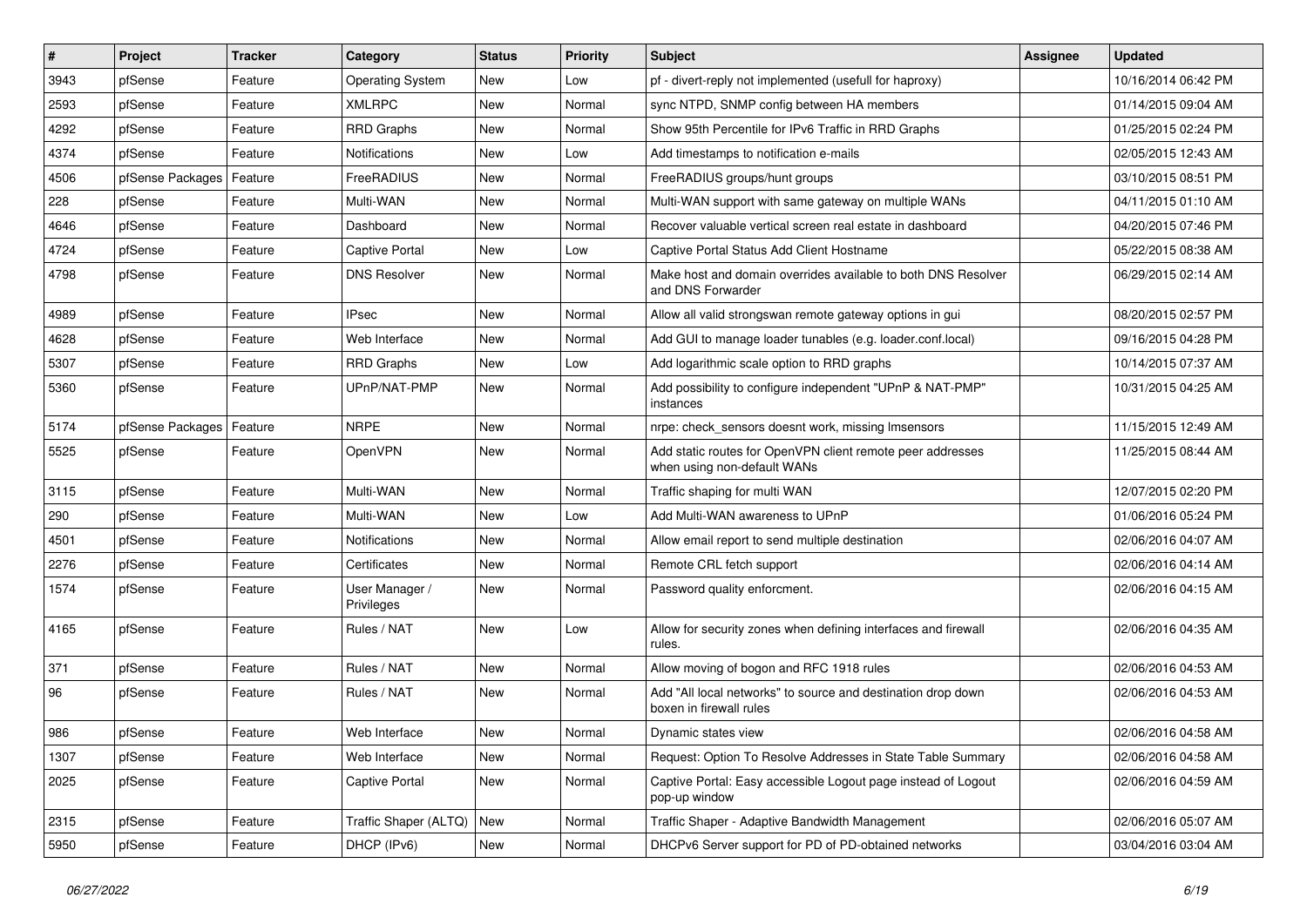| # | Project | Tracker | Category | Status | Priority | Subject | Assignee | Updated |
|---|---|---|---|---|---|---|---|---|
| 3943 | pfSense | Feature | Operating System | New | Low | pf - divert-reply not implemented (usefull for haproxy) | | 10/16/2014 06:42 PM |
| 2593 | pfSense | Feature | XMLRPC | New | Normal | sync NTPD, SNMP config between HA members | | 01/14/2015 09:04 AM |
| 4292 | pfSense | Feature | RRD Graphs | New | Normal | Show 95th Percentile for IPv6 Traffic in RRD Graphs | | 01/25/2015 02:24 PM |
| 4374 | pfSense | Feature | Notifications | New | Low | Add timestamps to notification e-mails | | 02/05/2015 12:43 AM |
| 4506 | pfSense Packages | Feature | FreeRADIUS | New | Normal | FreeRADIUS groups/hunt groups | | 03/10/2015 08:51 PM |
| 228 | pfSense | Feature | Multi-WAN | New | Normal | Multi-WAN support with same gateway on multiple WANs | | 04/11/2015 01:10 AM |
| 4646 | pfSense | Feature | Dashboard | New | Normal | Recover valuable vertical screen real estate in dashboard | | 04/20/2015 07:46 PM |
| 4724 | pfSense | Feature | Captive Portal | New | Low | Captive Portal Status Add Client Hostname | | 05/22/2015 08:38 AM |
| 4798 | pfSense | Feature | DNS Resolver | New | Normal | Make host and domain overrides available to both DNS Resolver and DNS Forwarder | | 06/29/2015 02:14 AM |
| 4989 | pfSense | Feature | IPsec | New | Normal | Allow all valid strongswan remote gateway options in gui | | 08/20/2015 02:57 PM |
| 4628 | pfSense | Feature | Web Interface | New | Normal | Add GUI to manage loader tunables (e.g. loader.conf.local) | | 09/16/2015 04:28 PM |
| 5307 | pfSense | Feature | RRD Graphs | New | Low | Add logarithmic scale option to RRD graphs | | 10/14/2015 07:37 AM |
| 5360 | pfSense | Feature | UPnP/NAT-PMP | New | Normal | Add possibility to configure independent "UPnP & NAT-PMP" instances | | 10/31/2015 04:25 AM |
| 5174 | pfSense Packages | Feature | NRPE | New | Normal | nrpe: check_sensors doesnt work, missing lmsensors | | 11/15/2015 12:49 AM |
| 5525 | pfSense | Feature | OpenVPN | New | Normal | Add static routes for OpenVPN client remote peer addresses when using non-default WANs | | 11/25/2015 08:44 AM |
| 3115 | pfSense | Feature | Multi-WAN | New | Normal | Traffic shaping for multi WAN | | 12/07/2015 02:20 PM |
| 290 | pfSense | Feature | Multi-WAN | New | Low | Add Multi-WAN awareness to UPnP | | 01/06/2016 05:24 PM |
| 4501 | pfSense | Feature | Notifications | New | Normal | Allow email report to send multiple destination | | 02/06/2016 04:07 AM |
| 2276 | pfSense | Feature | Certificates | New | Normal | Remote CRL fetch support | | 02/06/2016 04:14 AM |
| 1574 | pfSense | Feature | User Manager / Privileges | New | Normal | Password quality enforcment. | | 02/06/2016 04:15 AM |
| 4165 | pfSense | Feature | Rules / NAT | New | Low | Allow for security zones when defining interfaces and firewall rules. | | 02/06/2016 04:35 AM |
| 371 | pfSense | Feature | Rules / NAT | New | Normal | Allow moving of bogon and RFC 1918 rules | | 02/06/2016 04:53 AM |
| 96 | pfSense | Feature | Rules / NAT | New | Normal | Add "All local networks" to source and destination drop down boxen in firewall rules | | 02/06/2016 04:53 AM |
| 986 | pfSense | Feature | Web Interface | New | Normal | Dynamic states view | | 02/06/2016 04:58 AM |
| 1307 | pfSense | Feature | Web Interface | New | Normal | Request: Option To Resolve Addresses in State Table Summary | | 02/06/2016 04:58 AM |
| 2025 | pfSense | Feature | Captive Portal | New | Normal | Captive Portal: Easy accessible Logout page instead of Logout pop-up window | | 02/06/2016 04:59 AM |
| 2315 | pfSense | Feature | Traffic Shaper (ALTQ) | New | Normal | Traffic Shaper - Adaptive Bandwidth Management | | 02/06/2016 05:07 AM |
| 5950 | pfSense | Feature | DHCP (IPv6) | New | Normal | DHCPv6 Server support for PD of PD-obtained networks | | 03/04/2016 03:04 AM |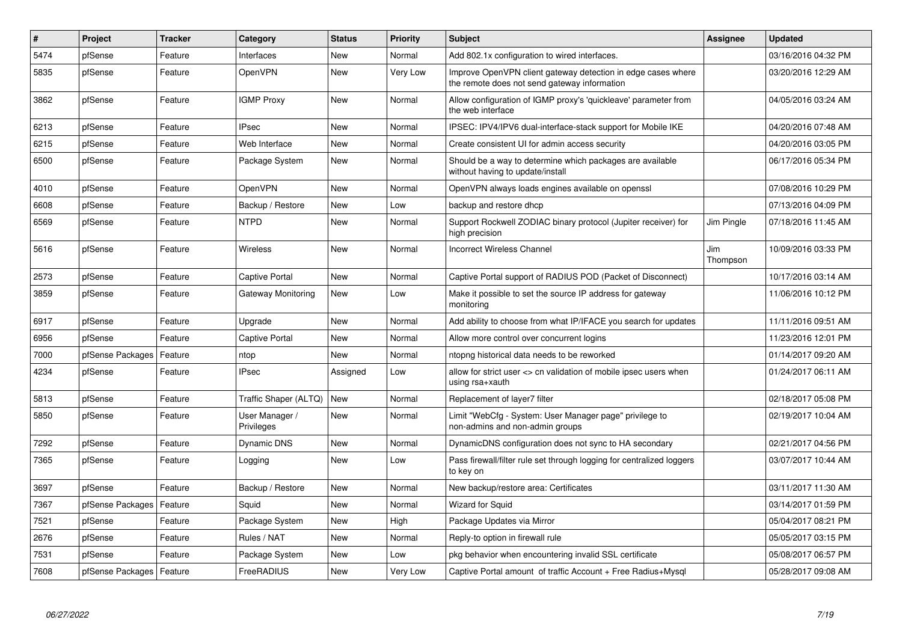| # | Project | Tracker | Category | Status | Priority | Subject | Assignee | Updated |
|---|---|---|---|---|---|---|---|---|
| 5474 | pfSense | Feature | Interfaces | New | Normal | Add 802.1x configuration to wired interfaces. | | 03/16/2016 04:32 PM |
| 5835 | pfSense | Feature | OpenVPN | New | Very Low | Improve OpenVPN client gateway detection in edge cases where the remote does not send gateway information | | 03/20/2016 12:29 AM |
| 3862 | pfSense | Feature | IGMP Proxy | New | Normal | Allow configuration of IGMP proxy's 'quickleave' parameter from the web interface | | 04/05/2016 03:24 AM |
| 6213 | pfSense | Feature | IPsec | New | Normal | IPSEC: IPV4/IPV6 dual-interface-stack support for Mobile IKE | | 04/20/2016 07:48 AM |
| 6215 | pfSense | Feature | Web Interface | New | Normal | Create consistent UI for admin access security | | 04/20/2016 03:05 PM |
| 6500 | pfSense | Feature | Package System | New | Normal | Should be a way to determine which packages are available without having to update/install | | 06/17/2016 05:34 PM |
| 4010 | pfSense | Feature | OpenVPN | New | Normal | OpenVPN always loads engines available on openssl | | 07/08/2016 10:29 PM |
| 6608 | pfSense | Feature | Backup / Restore | New | Low | backup and restore dhcp | | 07/13/2016 04:09 PM |
| 6569 | pfSense | Feature | NTPD | New | Normal | Support Rockwell ZODIAC binary protocol (Jupiter receiver) for high precision | Jim Pingle | 07/18/2016 11:45 AM |
| 5616 | pfSense | Feature | Wireless | New | Normal | Incorrect Wireless Channel | Jim Thompson | 10/09/2016 03:33 PM |
| 2573 | pfSense | Feature | Captive Portal | New | Normal | Captive Portal support of RADIUS POD (Packet of Disconnect) | | 10/17/2016 03:14 AM |
| 3859 | pfSense | Feature | Gateway Monitoring | New | Low | Make it possible to set the source IP address for gateway monitoring | | 11/06/2016 10:12 PM |
| 6917 | pfSense | Feature | Upgrade | New | Normal | Add ability to choose from what IP/IFACE you search for updates | | 11/11/2016 09:51 AM |
| 6956 | pfSense | Feature | Captive Portal | New | Normal | Allow more control over concurrent logins | | 11/23/2016 12:01 PM |
| 7000 | pfSense Packages | Feature | ntop | New | Normal | ntopng historical data needs to be reworked | | 01/14/2017 09:20 AM |
| 4234 | pfSense | Feature | IPsec | Assigned | Low | allow for strict user <> cn validation of mobile ipsec users when using rsa+xauth | | 01/24/2017 06:11 AM |
| 5813 | pfSense | Feature | Traffic Shaper (ALTQ) | New | Normal | Replacement of layer7 filter | | 02/18/2017 05:08 PM |
| 5850 | pfSense | Feature | User Manager / Privileges | New | Normal | Limit "WebCfg - System: User Manager page" privilege to non-admins and non-admin groups | | 02/19/2017 10:04 AM |
| 7292 | pfSense | Feature | Dynamic DNS | New | Normal | DynamicDNS configuration does not sync to HA secondary | | 02/21/2017 04:56 PM |
| 7365 | pfSense | Feature | Logging | New | Low | Pass firewall/filter rule set through logging for centralized loggers to key on | | 03/07/2017 10:44 AM |
| 3697 | pfSense | Feature | Backup / Restore | New | Normal | New backup/restore area: Certificates | | 03/11/2017 11:30 AM |
| 7367 | pfSense Packages | Feature | Squid | New | Normal | Wizard for Squid | | 03/14/2017 01:59 PM |
| 7521 | pfSense | Feature | Package System | New | High | Package Updates via Mirror | | 05/04/2017 08:21 PM |
| 2676 | pfSense | Feature | Rules / NAT | New | Normal | Reply-to option in firewall rule | | 05/05/2017 03:15 PM |
| 7531 | pfSense | Feature | Package System | New | Low | pkg behavior when encountering invalid SSL certificate | | 05/08/2017 06:57 PM |
| 7608 | pfSense Packages | Feature | FreeRADIUS | New | Very Low | Captive Portal amount of traffic Account + Free Radius+Mysql | | 05/28/2017 09:08 AM |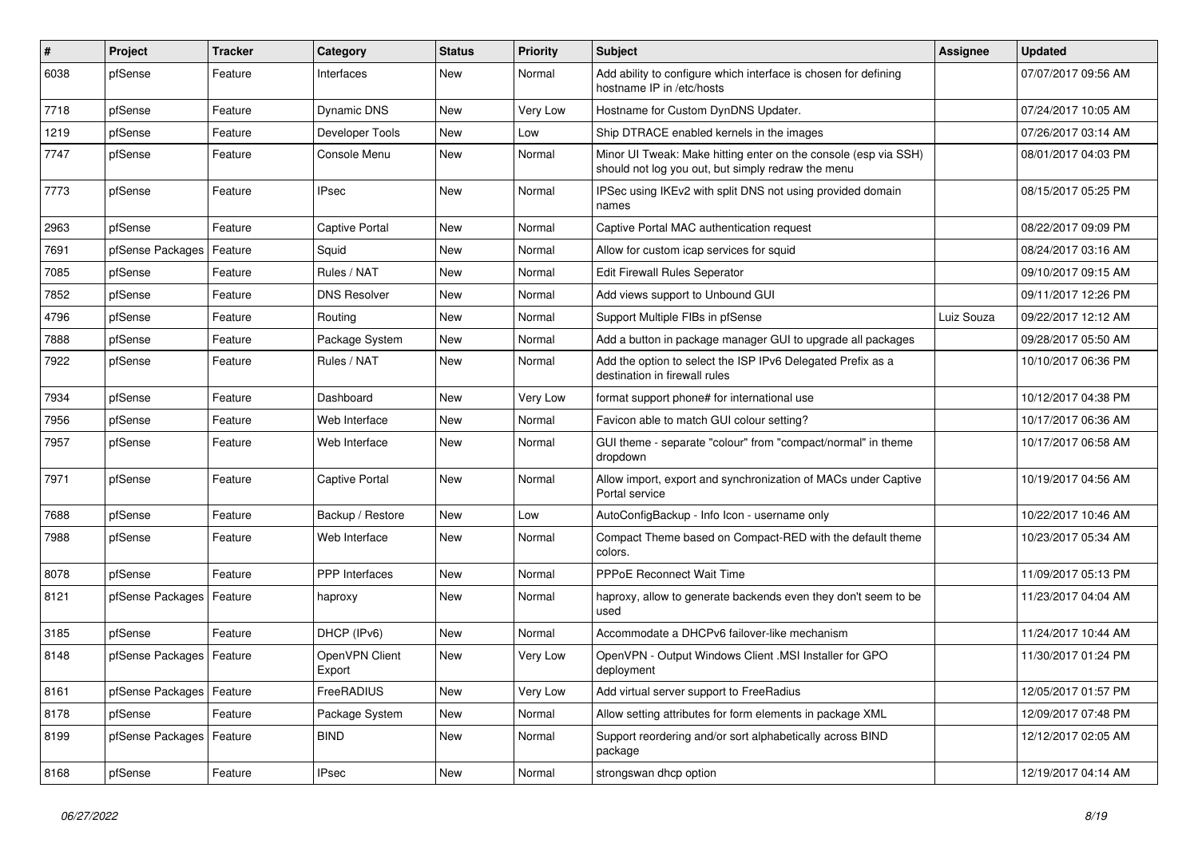| # | Project | Tracker | Category | Status | Priority | Subject | Assignee | Updated |
|---|---|---|---|---|---|---|---|---|
| 6038 | pfSense | Feature | Interfaces | New | Normal | Add ability to configure which interface is chosen for defining hostname IP in /etc/hosts | | 07/07/2017 09:56 AM |
| 7718 | pfSense | Feature | Dynamic DNS | New | Very Low | Hostname for Custom DynDNS Updater. | | 07/24/2017 10:05 AM |
| 1219 | pfSense | Feature | Developer Tools | New | Low | Ship DTRACE enabled kernels in the images | | 07/26/2017 03:14 AM |
| 7747 | pfSense | Feature | Console Menu | New | Normal | Minor UI Tweak: Make hitting enter on the console (esp via SSH) should not log you out, but simply redraw the menu | | 08/01/2017 04:03 PM |
| 7773 | pfSense | Feature | IPsec | New | Normal | IPSec using IKEv2 with split DNS not using provided domain names | | 08/15/2017 05:25 PM |
| 2963 | pfSense | Feature | Captive Portal | New | Normal | Captive Portal MAC authentication request | | 08/22/2017 09:09 PM |
| 7691 | pfSense Packages | Feature | Squid | New | Normal | Allow for custom icap services for squid | | 08/24/2017 03:16 AM |
| 7085 | pfSense | Feature | Rules / NAT | New | Normal | Edit Firewall Rules Seperator | | 09/10/2017 09:15 AM |
| 7852 | pfSense | Feature | DNS Resolver | New | Normal | Add views support to Unbound GUI | | 09/11/2017 12:26 PM |
| 4796 | pfSense | Feature | Routing | New | Normal | Support Multiple FIBs in pfSense | Luiz Souza | 09/22/2017 12:12 AM |
| 7888 | pfSense | Feature | Package System | New | Normal | Add a button in package manager GUI to upgrade all packages | | 09/28/2017 05:50 AM |
| 7922 | pfSense | Feature | Rules / NAT | New | Normal | Add the option to select the ISP IPv6 Delegated Prefix as a destination in firewall rules | | 10/10/2017 06:36 PM |
| 7934 | pfSense | Feature | Dashboard | New | Very Low | format support phone# for international use | | 10/12/2017 04:38 PM |
| 7956 | pfSense | Feature | Web Interface | New | Normal | Favicon able to match GUI colour setting? | | 10/17/2017 06:36 AM |
| 7957 | pfSense | Feature | Web Interface | New | Normal | GUI theme - separate "colour" from "compact/normal" in theme dropdown | | 10/17/2017 06:58 AM |
| 7971 | pfSense | Feature | Captive Portal | New | Normal | Allow import, export and synchronization of MACs under Captive Portal service | | 10/19/2017 04:56 AM |
| 7688 | pfSense | Feature | Backup / Restore | New | Low | AutoConfigBackup - Info Icon - username only | | 10/22/2017 10:46 AM |
| 7988 | pfSense | Feature | Web Interface | New | Normal | Compact Theme based on Compact-RED with the default theme colors. | | 10/23/2017 05:34 AM |
| 8078 | pfSense | Feature | PPP Interfaces | New | Normal | PPPoE Reconnect Wait Time | | 11/09/2017 05:13 PM |
| 8121 | pfSense Packages | Feature | haproxy | New | Normal | haproxy, allow to generate backends even they don't seem to be used | | 11/23/2017 04:04 AM |
| 3185 | pfSense | Feature | DHCP (IPv6) | New | Normal | Accommodate a DHCPv6 failover-like mechanism | | 11/24/2017 10:44 AM |
| 8148 | pfSense Packages | Feature | OpenVPN Client Export | New | Very Low | OpenVPN - Output Windows Client .MSI Installer for GPO deployment | | 11/30/2017 01:24 PM |
| 8161 | pfSense Packages | Feature | FreeRADIUS | New | Very Low | Add virtual server support to FreeRadius | | 12/05/2017 01:57 PM |
| 8178 | pfSense | Feature | Package System | New | Normal | Allow setting attributes for form elements in package XML | | 12/09/2017 07:48 PM |
| 8199 | pfSense Packages | Feature | BIND | New | Normal | Support reordering and/or sort alphabetically across BIND package | | 12/12/2017 02:05 AM |
| 8168 | pfSense | Feature | IPsec | New | Normal | strongswan dhcp option | | 12/19/2017 04:14 AM |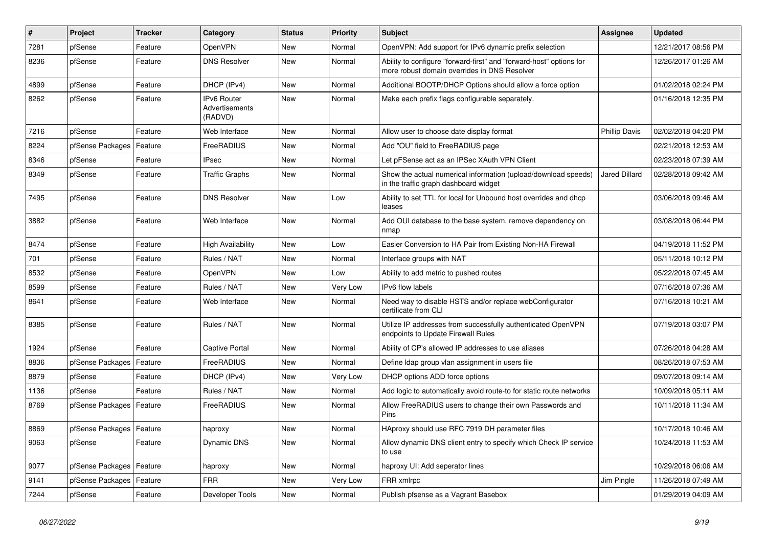| # | Project | Tracker | Category | Status | Priority | Subject | Assignee | Updated |
|---|---|---|---|---|---|---|---|---|
| 7281 | pfSense | Feature | OpenVPN | New | Normal | OpenVPN: Add support for IPv6 dynamic prefix selection | | 12/21/2017 08:56 PM |
| 8236 | pfSense | Feature | DNS Resolver | New | Normal | Ability to configure "forward-first" and "forward-host" options for more robust domain overrides in DNS Resolver | | 12/26/2017 01:26 AM |
| 4899 | pfSense | Feature | DHCP (IPv4) | New | Normal | Additional BOOTP/DHCP Options should allow a force option | | 01/02/2018 02:24 PM |
| 8262 | pfSense | Feature | IPv6 Router Advertisements (RADVD) | New | Normal | Make each prefix flags configurable separately. | | 01/16/2018 12:35 PM |
| 7216 | pfSense | Feature | Web Interface | New | Normal | Allow user to choose date display format | Phillip Davis | 02/02/2018 04:20 PM |
| 8224 | pfSense Packages | Feature | FreeRADIUS | New | Normal | Add "OU" field to FreeRADIUS page | | 02/21/2018 12:53 AM |
| 8346 | pfSense | Feature | IPsec | New | Normal | Let pFSense act as an IPSec XAuth VPN Client | | 02/23/2018 07:39 AM |
| 8349 | pfSense | Feature | Traffic Graphs | New | Normal | Show the actual numerical information (upload/download speeds) in the traffic graph dashboard widget | Jared Dillard | 02/28/2018 09:42 AM |
| 7495 | pfSense | Feature | DNS Resolver | New | Low | Ability to set TTL for local for Unbound host overrides and dhcp leases | | 03/06/2018 09:46 AM |
| 3882 | pfSense | Feature | Web Interface | New | Normal | Add OUI database to the base system, remove dependency on nmap | | 03/08/2018 06:44 PM |
| 8474 | pfSense | Feature | High Availability | New | Low | Easier Conversion to HA Pair from Existing Non-HA Firewall | | 04/19/2018 11:52 PM |
| 701 | pfSense | Feature | Rules / NAT | New | Normal | Interface groups with NAT | | 05/11/2018 10:12 PM |
| 8532 | pfSense | Feature | OpenVPN | New | Low | Ability to add metric to pushed routes | | 05/22/2018 07:45 AM |
| 8599 | pfSense | Feature | Rules / NAT | New | Very Low | IPv6 flow labels | | 07/16/2018 07:36 AM |
| 8641 | pfSense | Feature | Web Interface | New | Normal | Need way to disable HSTS and/or replace webConfigurator certificate from CLI | | 07/16/2018 10:21 AM |
| 8385 | pfSense | Feature | Rules / NAT | New | Normal | Utilize IP addresses from successfully authenticated OpenVPN endpoints to Update Firewall Rules | | 07/19/2018 03:07 PM |
| 1924 | pfSense | Feature | Captive Portal | New | Normal | Ability of CP's allowed IP addresses to use aliases | | 07/26/2018 04:28 AM |
| 8836 | pfSense Packages | Feature | FreeRADIUS | New | Normal | Define ldap group vlan assignment in users file | | 08/26/2018 07:53 AM |
| 8879 | pfSense | Feature | DHCP (IPv4) | New | Very Low | DHCP options ADD force options | | 09/07/2018 09:14 AM |
| 1136 | pfSense | Feature | Rules / NAT | New | Normal | Add logic to automatically avoid route-to for static route networks | | 10/09/2018 05:11 AM |
| 8769 | pfSense Packages | Feature | FreeRADIUS | New | Normal | Allow FreeRADIUS users to change their own Passwords and Pins | | 10/11/2018 11:34 AM |
| 8869 | pfSense Packages | Feature | haproxy | New | Normal | HAproxy should use RFC 7919 DH parameter files | | 10/17/2018 10:46 AM |
| 9063 | pfSense | Feature | Dynamic DNS | New | Normal | Allow dynamic DNS client entry to specify which Check IP service to use | | 10/24/2018 11:53 AM |
| 9077 | pfSense Packages | Feature | haproxy | New | Normal | haproxy UI: Add seperator lines | | 10/29/2018 06:06 AM |
| 9141 | pfSense Packages | Feature | FRR | New | Very Low | FRR xmlrpc | Jim Pingle | 11/26/2018 07:49 AM |
| 7244 | pfSense | Feature | Developer Tools | New | Normal | Publish pfsense as a Vagrant Basebox | | 01/29/2019 04:09 AM |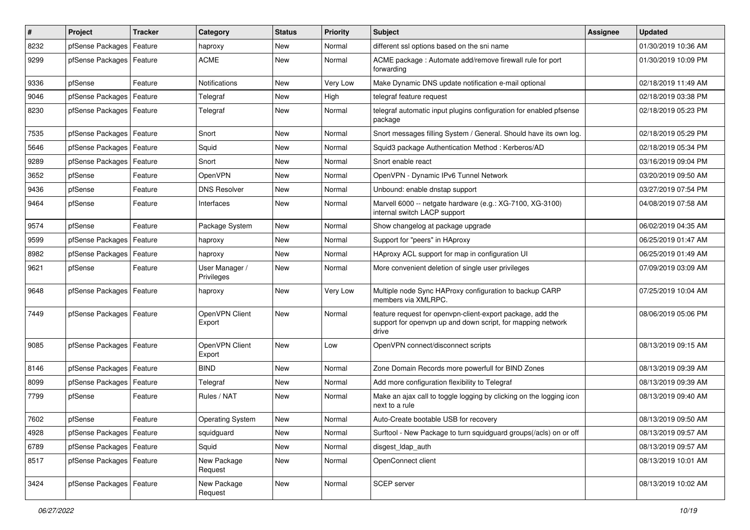| # | Project | Tracker | Category | Status | Priority | Subject | Assignee | Updated |
| --- | --- | --- | --- | --- | --- | --- | --- | --- |
| 8232 | pfSense Packages | Feature | haproxy | New | Normal | different ssl options based on the sni name | | 01/30/2019 10:36 AM |
| 9299 | pfSense Packages | Feature | ACME | New | Normal | ACME package : Automate add/remove firewall rule for port forwarding | | 01/30/2019 10:09 PM |
| 9336 | pfSense | Feature | Notifications | New | Very Low | Make Dynamic DNS update notification e-mail optional | | 02/18/2019 11:49 AM |
| 9046 | pfSense Packages | Feature | Telegraf | New | High | telegraf feature request | | 02/18/2019 03:38 PM |
| 8230 | pfSense Packages | Feature | Telegraf | New | Normal | telegraf automatic input plugins configuration for enabled pfsense package | | 02/18/2019 05:23 PM |
| 7535 | pfSense Packages | Feature | Snort | New | Normal | Snort messages filling System / General. Should have its own log. | | 02/18/2019 05:29 PM |
| 5646 | pfSense Packages | Feature | Squid | New | Normal | Squid3 package Authentication Method : Kerberos/AD | | 02/18/2019 05:34 PM |
| 9289 | pfSense Packages | Feature | Snort | New | Normal | Snort enable react | | 03/16/2019 09:04 PM |
| 3652 | pfSense | Feature | OpenVPN | New | Normal | OpenVPN - Dynamic IPv6 Tunnel Network | | 03/20/2019 09:50 AM |
| 9436 | pfSense | Feature | DNS Resolver | New | Normal | Unbound: enable dnstap support | | 03/27/2019 07:54 PM |
| 9464 | pfSense | Feature | Interfaces | New | Normal | Marvell 6000 -- netgate hardware (e.g.: XG-7100, XG-3100) internal switch LACP support | | 04/08/2019 07:58 AM |
| 9574 | pfSense | Feature | Package System | New | Normal | Show changelog at package upgrade | | 06/02/2019 04:35 AM |
| 9599 | pfSense Packages | Feature | haproxy | New | Normal | Support for "peers" in HAproxy | | 06/25/2019 01:47 AM |
| 8982 | pfSense Packages | Feature | haproxy | New | Normal | HAproxy ACL support for map in configuration UI | | 06/25/2019 01:49 AM |
| 9621 | pfSense | Feature | User Manager / Privileges | New | Normal | More convenient deletion of single user privileges | | 07/09/2019 03:09 AM |
| 9648 | pfSense Packages | Feature | haproxy | New | Very Low | Multiple node Sync HAProxy configuration to backup CARP members via XMLRPC. | | 07/25/2019 10:04 AM |
| 7449 | pfSense Packages | Feature | OpenVPN Client Export | New | Normal | feature request for openvpn-client-export package, add the support for openvpn up and down script, for mapping network drive | | 08/06/2019 05:06 PM |
| 9085 | pfSense Packages | Feature | OpenVPN Client Export | New | Low | OpenVPN connect/disconnect scripts | | 08/13/2019 09:15 AM |
| 8146 | pfSense Packages | Feature | BIND | New | Normal | Zone Domain Records more powerfull for BIND Zones | | 08/13/2019 09:39 AM |
| 8099 | pfSense Packages | Feature | Telegraf | New | Normal | Add more configuration flexibility to Telegraf | | 08/13/2019 09:39 AM |
| 7799 | pfSense | Feature | Rules / NAT | New | Normal | Make an ajax call to toggle logging by clicking on the logging icon next to a rule | | 08/13/2019 09:40 AM |
| 7602 | pfSense | Feature | Operating System | New | Normal | Auto-Create bootable USB for recovery | | 08/13/2019 09:50 AM |
| 4928 | pfSense Packages | Feature | squidguard | New | Normal | Surftool - New Package to turn squidguard groups(/acls) on or off | | 08/13/2019 09:57 AM |
| 6789 | pfSense Packages | Feature | Squid | New | Normal | disgest_ldap_auth | | 08/13/2019 09:57 AM |
| 8517 | pfSense Packages | Feature | New Package Request | New | Normal | OpenConnect client | | 08/13/2019 10:01 AM |
| 3424 | pfSense Packages | Feature | New Package Request | New | Normal | SCEP server | | 08/13/2019 10:02 AM |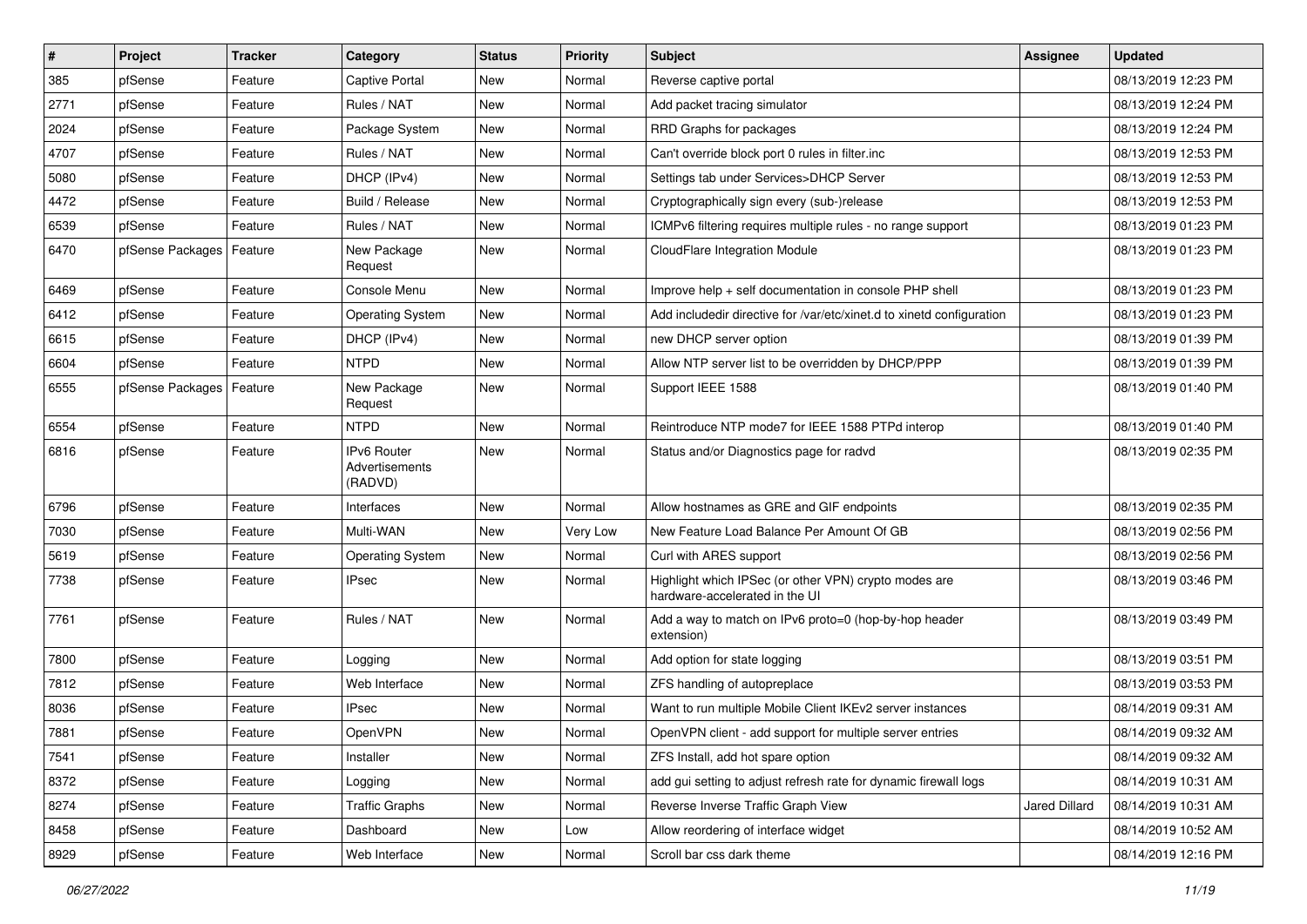| # | Project | Tracker | Category | Status | Priority | Subject | Assignee | Updated |
|---|---|---|---|---|---|---|---|---|
| 385 | pfSense | Feature | Captive Portal | New | Normal | Reverse captive portal | | 08/13/2019 12:23 PM |
| 2771 | pfSense | Feature | Rules / NAT | New | Normal | Add packet tracing simulator | | 08/13/2019 12:24 PM |
| 2024 | pfSense | Feature | Package System | New | Normal | RRD Graphs for packages | | 08/13/2019 12:24 PM |
| 4707 | pfSense | Feature | Rules / NAT | New | Normal | Can't override block port 0 rules in filter.inc | | 08/13/2019 12:53 PM |
| 5080 | pfSense | Feature | DHCP (IPv4) | New | Normal | Settings tab under Services>DHCP Server | | 08/13/2019 12:53 PM |
| 4472 | pfSense | Feature | Build / Release | New | Normal | Cryptographically sign every (sub-)release | | 08/13/2019 12:53 PM |
| 6539 | pfSense | Feature | Rules / NAT | New | Normal | ICMPv6 filtering requires multiple rules - no range support | | 08/13/2019 01:23 PM |
| 6470 | pfSense Packages | Feature | New Package Request | New | Normal | CloudFlare Integration Module | | 08/13/2019 01:23 PM |
| 6469 | pfSense | Feature | Console Menu | New | Normal | Improve help + self documentation in console PHP shell | | 08/13/2019 01:23 PM |
| 6412 | pfSense | Feature | Operating System | New | Normal | Add includedir directive for /var/etc/xinet.d to xinetd configuration | | 08/13/2019 01:23 PM |
| 6615 | pfSense | Feature | DHCP (IPv4) | New | Normal | new DHCP server option | | 08/13/2019 01:39 PM |
| 6604 | pfSense | Feature | NTPD | New | Normal | Allow NTP server list to be overridden by DHCP/PPP | | 08/13/2019 01:39 PM |
| 6555 | pfSense Packages | Feature | New Package Request | New | Normal | Support IEEE 1588 | | 08/13/2019 01:40 PM |
| 6554 | pfSense | Feature | NTPD | New | Normal | Reintroduce NTP mode7 for IEEE 1588 PTPd interop | | 08/13/2019 01:40 PM |
| 6816 | pfSense | Feature | IPv6 Router Advertisements (RADVD) | New | Normal | Status and/or Diagnostics page for radvd | | 08/13/2019 02:35 PM |
| 6796 | pfSense | Feature | Interfaces | New | Normal | Allow hostnames as GRE and GIF endpoints | | 08/13/2019 02:35 PM |
| 7030 | pfSense | Feature | Multi-WAN | New | Very Low | New Feature Load Balance Per Amount Of GB | | 08/13/2019 02:56 PM |
| 5619 | pfSense | Feature | Operating System | New | Normal | Curl with ARES support | | 08/13/2019 02:56 PM |
| 7738 | pfSense | Feature | IPsec | New | Normal | Highlight which IPSec (or other VPN) crypto modes are hardware-accelerated in the UI | | 08/13/2019 03:46 PM |
| 7761 | pfSense | Feature | Rules / NAT | New | Normal | Add a way to match on IPv6 proto=0 (hop-by-hop header extension) | | 08/13/2019 03:49 PM |
| 7800 | pfSense | Feature | Logging | New | Normal | Add option for state logging | | 08/13/2019 03:51 PM |
| 7812 | pfSense | Feature | Web Interface | New | Normal | ZFS handling of autopreplace | | 08/13/2019 03:53 PM |
| 8036 | pfSense | Feature | IPsec | New | Normal | Want to run multiple Mobile Client IKEv2 server instances | | 08/14/2019 09:31 AM |
| 7881 | pfSense | Feature | OpenVPN | New | Normal | OpenVPN client - add support for multiple server entries | | 08/14/2019 09:32 AM |
| 7541 | pfSense | Feature | Installer | New | Normal | ZFS Install, add hot spare option | | 08/14/2019 09:32 AM |
| 8372 | pfSense | Feature | Logging | New | Normal | add gui setting to adjust refresh rate for dynamic firewall logs | | 08/14/2019 10:31 AM |
| 8274 | pfSense | Feature | Traffic Graphs | New | Normal | Reverse Inverse Traffic Graph View | Jared Dillard | 08/14/2019 10:31 AM |
| 8458 | pfSense | Feature | Dashboard | New | Low | Allow reordering of interface widget | | 08/14/2019 10:52 AM |
| 8929 | pfSense | Feature | Web Interface | New | Normal | Scroll bar css dark theme | | 08/14/2019 12:16 PM |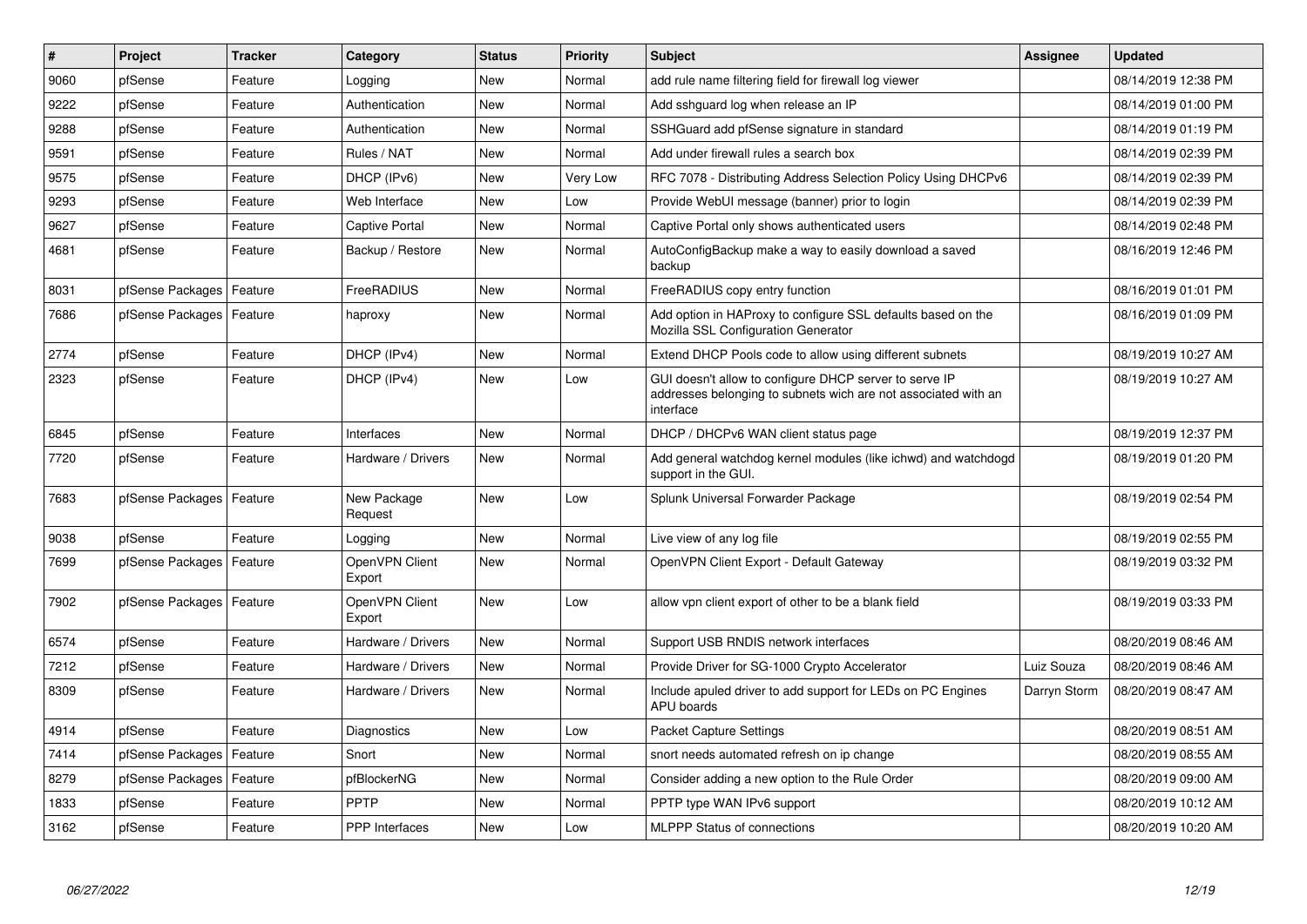| # | Project | Tracker | Category | Status | Priority | Subject | Assignee | Updated |
|---|---|---|---|---|---|---|---|---|
| 9060 | pfSense | Feature | Logging | New | Normal | add rule name filtering field for firewall log viewer | | 08/14/2019 12:38 PM |
| 9222 | pfSense | Feature | Authentication | New | Normal | Add sshguard log when release an IP | | 08/14/2019 01:00 PM |
| 9288 | pfSense | Feature | Authentication | New | Normal | SSHGuard add pfSense signature in standard | | 08/14/2019 01:19 PM |
| 9591 | pfSense | Feature | Rules / NAT | New | Normal | Add under firewall rules a search box | | 08/14/2019 02:39 PM |
| 9575 | pfSense | Feature | DHCP (IPv6) | New | Very Low | RFC 7078 - Distributing Address Selection Policy Using DHCPv6 | | 08/14/2019 02:39 PM |
| 9293 | pfSense | Feature | Web Interface | New | Low | Provide WebUI message (banner) prior to login | | 08/14/2019 02:39 PM |
| 9627 | pfSense | Feature | Captive Portal | New | Normal | Captive Portal only shows authenticated users | | 08/14/2019 02:48 PM |
| 4681 | pfSense | Feature | Backup / Restore | New | Normal | AutoConfigBackup make a way to easily download a saved backup | | 08/16/2019 12:46 PM |
| 8031 | pfSense Packages | Feature | FreeRADIUS | New | Normal | FreeRADIUS copy entry function | | 08/16/2019 01:01 PM |
| 7686 | pfSense Packages | Feature | haproxy | New | Normal | Add option in HAProxy to configure SSL defaults based on the Mozilla SSL Configuration Generator | | 08/16/2019 01:09 PM |
| 2774 | pfSense | Feature | DHCP (IPv4) | New | Normal | Extend DHCP Pools code to allow using different subnets | | 08/19/2019 10:27 AM |
| 2323 | pfSense | Feature | DHCP (IPv4) | New | Low | GUI doesn't allow to configure DHCP server to serve IP addresses belonging to subnets wich are not associated with an interface | | 08/19/2019 10:27 AM |
| 6845 | pfSense | Feature | Interfaces | New | Normal | DHCP / DHCPv6 WAN client status page | | 08/19/2019 12:37 PM |
| 7720 | pfSense | Feature | Hardware / Drivers | New | Normal | Add general watchdog kernel modules (like ichwd) and watchdogd support in the GUI. | | 08/19/2019 01:20 PM |
| 7683 | pfSense Packages | Feature | New Package Request | New | Low | Splunk Universal Forwarder Package | | 08/19/2019 02:54 PM |
| 9038 | pfSense | Feature | Logging | New | Normal | Live view of any log file | | 08/19/2019 02:55 PM |
| 7699 | pfSense Packages | Feature | OpenVPN Client Export | New | Normal | OpenVPN Client Export - Default Gateway | | 08/19/2019 03:32 PM |
| 7902 | pfSense Packages | Feature | OpenVPN Client Export | New | Low | allow vpn client export of other to be a blank field | | 08/19/2019 03:33 PM |
| 6574 | pfSense | Feature | Hardware / Drivers | New | Normal | Support USB RNDIS network interfaces | | 08/20/2019 08:46 AM |
| 7212 | pfSense | Feature | Hardware / Drivers | New | Normal | Provide Driver for SG-1000 Crypto Accelerator | Luiz Souza | 08/20/2019 08:46 AM |
| 8309 | pfSense | Feature | Hardware / Drivers | New | Normal | Include apuled driver to add support for LEDs on PC Engines APU boards | Darryn Storm | 08/20/2019 08:47 AM |
| 4914 | pfSense | Feature | Diagnostics | New | Low | Packet Capture Settings | | 08/20/2019 08:51 AM |
| 7414 | pfSense Packages | Feature | Snort | New | Normal | snort needs automated refresh on ip change | | 08/20/2019 08:55 AM |
| 8279 | pfSense Packages | Feature | pfBlockerNG | New | Normal | Consider adding a new option to the Rule Order | | 08/20/2019 09:00 AM |
| 1833 | pfSense | Feature | PPTP | New | Normal | PPTP type WAN IPv6 support | | 08/20/2019 10:12 AM |
| 3162 | pfSense | Feature | PPP Interfaces | New | Low | MLPPP Status of connections | | 08/20/2019 10:20 AM |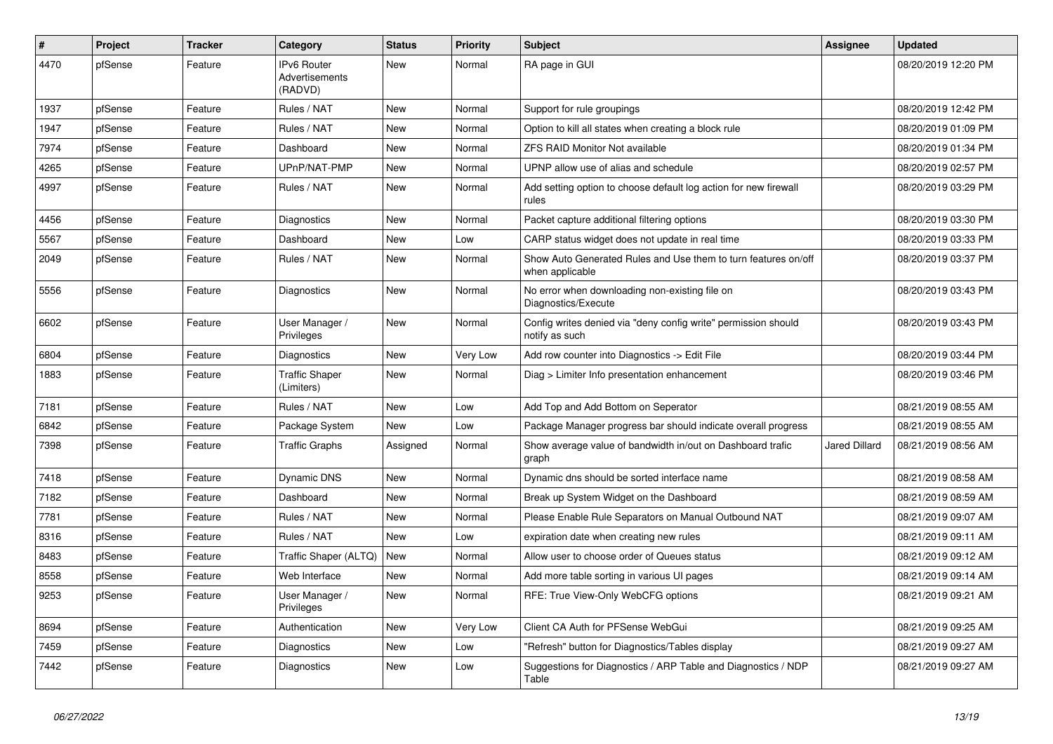| # | Project | Tracker | Category | Status | Priority | Subject | Assignee | Updated |
| --- | --- | --- | --- | --- | --- | --- | --- | --- |
| 4470 | pfSense | Feature | IPv6 Router Advertisements (RADVD) | New | Normal | RA page in GUI | | 08/20/2019 12:20 PM |
| 1937 | pfSense | Feature | Rules / NAT | New | Normal | Support for rule groupings | | 08/20/2019 12:42 PM |
| 1947 | pfSense | Feature | Rules / NAT | New | Normal | Option to kill all states when creating a block rule | | 08/20/2019 01:09 PM |
| 7974 | pfSense | Feature | Dashboard | New | Normal | ZFS RAID Monitor Not available | | 08/20/2019 01:34 PM |
| 4265 | pfSense | Feature | UPnP/NAT-PMP | New | Normal | UPNP allow use of alias and schedule | | 08/20/2019 02:57 PM |
| 4997 | pfSense | Feature | Rules / NAT | New | Normal | Add setting option to choose default log action for new firewall rules | | 08/20/2019 03:29 PM |
| 4456 | pfSense | Feature | Diagnostics | New | Normal | Packet capture additional filtering options | | 08/20/2019 03:30 PM |
| 5567 | pfSense | Feature | Dashboard | New | Low | CARP status widget does not update in real time | | 08/20/2019 03:33 PM |
| 2049 | pfSense | Feature | Rules / NAT | New | Normal | Show Auto Generated Rules and Use them to turn features on/off when applicable | | 08/20/2019 03:37 PM |
| 5556 | pfSense | Feature | Diagnostics | New | Normal | No error when downloading non-existing file on Diagnostics/Execute | | 08/20/2019 03:43 PM |
| 6602 | pfSense | Feature | User Manager / Privileges | New | Normal | Config writes denied via "deny config write" permission should notify as such | | 08/20/2019 03:43 PM |
| 6804 | pfSense | Feature | Diagnostics | New | Very Low | Add row counter into Diagnostics -> Edit File | | 08/20/2019 03:44 PM |
| 1883 | pfSense | Feature | Traffic Shaper (Limiters) | New | Normal | Diag > Limiter Info presentation enhancement | | 08/20/2019 03:46 PM |
| 7181 | pfSense | Feature | Rules / NAT | New | Low | Add Top and Add Bottom on Seperator | | 08/21/2019 08:55 AM |
| 6842 | pfSense | Feature | Package System | New | Low | Package Manager progress bar should indicate overall progress | | 08/21/2019 08:55 AM |
| 7398 | pfSense | Feature | Traffic Graphs | Assigned | Normal | Show average value of bandwidth in/out on Dashboard trafic graph | Jared Dillard | 08/21/2019 08:56 AM |
| 7418 | pfSense | Feature | Dynamic DNS | New | Normal | Dynamic dns should be sorted interface name | | 08/21/2019 08:58 AM |
| 7182 | pfSense | Feature | Dashboard | New | Normal | Break up System Widget on the Dashboard | | 08/21/2019 08:59 AM |
| 7781 | pfSense | Feature | Rules / NAT | New | Normal | Please Enable Rule Separators on Manual Outbound NAT | | 08/21/2019 09:07 AM |
| 8316 | pfSense | Feature | Rules / NAT | New | Low | expiration date when creating new rules | | 08/21/2019 09:11 AM |
| 8483 | pfSense | Feature | Traffic Shaper (ALTQ) | New | Normal | Allow user to choose order of Queues status | | 08/21/2019 09:12 AM |
| 8558 | pfSense | Feature | Web Interface | New | Normal | Add more table sorting in various UI pages | | 08/21/2019 09:14 AM |
| 9253 | pfSense | Feature | User Manager / Privileges | New | Normal | RFE: True View-Only WebCFG options | | 08/21/2019 09:21 AM |
| 8694 | pfSense | Feature | Authentication | New | Very Low | Client CA Auth for PFSense WebGui | | 08/21/2019 09:25 AM |
| 7459 | pfSense | Feature | Diagnostics | New | Low | "Refresh" button for Diagnostics/Tables display | | 08/21/2019 09:27 AM |
| 7442 | pfSense | Feature | Diagnostics | New | Low | Suggestions for Diagnostics / ARP Table and Diagnostics / NDP Table | | 08/21/2019 09:27 AM |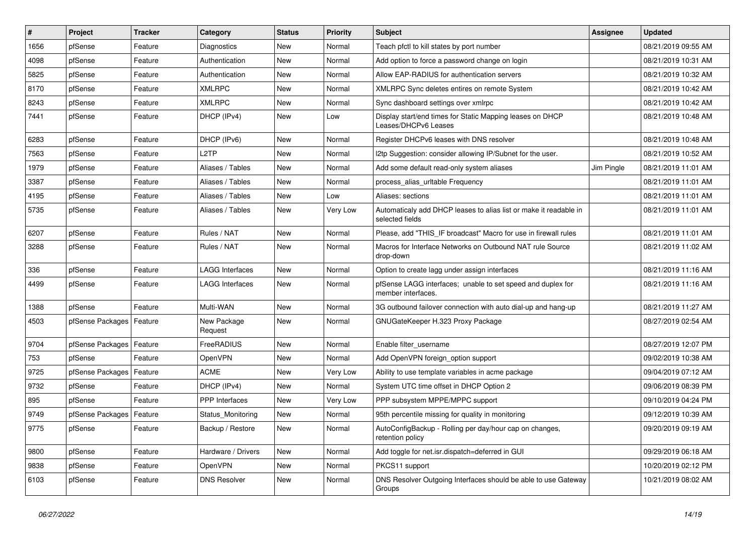| # | Project | Tracker | Category | Status | Priority | Subject | Assignee | Updated |
|---|---|---|---|---|---|---|---|---|
| 1656 | pfSense | Feature | Diagnostics | New | Normal | Teach pfctl to kill states by port number | | 08/21/2019 09:55 AM |
| 4098 | pfSense | Feature | Authentication | New | Normal | Add option to force a password change on login | | 08/21/2019 10:31 AM |
| 5825 | pfSense | Feature | Authentication | New | Normal | Allow EAP-RADIUS for authentication servers | | 08/21/2019 10:32 AM |
| 8170 | pfSense | Feature | XMLRPC | New | Normal | XMLRPC Sync deletes entires on remote System | | 08/21/2019 10:42 AM |
| 8243 | pfSense | Feature | XMLRPC | New | Normal | Sync dashboard settings over xmlrpc | | 08/21/2019 10:42 AM |
| 7441 | pfSense | Feature | DHCP (IPv4) | New | Low | Display start/end times for Static Mapping leases on DHCP Leases/DHCPv6 Leases | | 08/21/2019 10:48 AM |
| 6283 | pfSense | Feature | DHCP (IPv6) | New | Normal | Register DHCPv6 leases with DNS resolver | | 08/21/2019 10:48 AM |
| 7563 | pfSense | Feature | L2TP | New | Normal | l2tp Suggestion: consider allowing IP/Subnet for the user. | | 08/21/2019 10:52 AM |
| 1979 | pfSense | Feature | Aliases / Tables | New | Normal | Add some default read-only system aliases | Jim Pingle | 08/21/2019 11:01 AM |
| 3387 | pfSense | Feature | Aliases / Tables | New | Normal | process_alias_urltable Frequency | | 08/21/2019 11:01 AM |
| 4195 | pfSense | Feature | Aliases / Tables | New | Low | Aliases: sections | | 08/21/2019 11:01 AM |
| 5735 | pfSense | Feature | Aliases / Tables | New | Very Low | Automaticaly add DHCP leases to alias list or make it readable in selected fields | | 08/21/2019 11:01 AM |
| 6207 | pfSense | Feature | Rules / NAT | New | Normal | Please, add "THIS_IF broadcast" Macro for use in firewall rules | | 08/21/2019 11:01 AM |
| 3288 | pfSense | Feature | Rules / NAT | New | Normal | Macros for Interface Networks on Outbound NAT rule Source drop-down | | 08/21/2019 11:02 AM |
| 336 | pfSense | Feature | LAGG Interfaces | New | Normal | Option to create lagg under assign interfaces | | 08/21/2019 11:16 AM |
| 4499 | pfSense | Feature | LAGG Interfaces | New | Normal | pfSense LAGG interfaces; unable to set speed and duplex for member interfaces. | | 08/21/2019 11:16 AM |
| 1388 | pfSense | Feature | Multi-WAN | New | Normal | 3G outbound failover connection with auto dial-up and hang-up | | 08/21/2019 11:27 AM |
| 4503 | pfSense Packages | Feature | New Package Request | New | Normal | GNUGateKeeper H.323 Proxy Package | | 08/27/2019 02:54 AM |
| 9704 | pfSense Packages | Feature | FreeRADIUS | New | Normal | Enable filter_username | | 08/27/2019 12:07 PM |
| 753 | pfSense | Feature | OpenVPN | New | Normal | Add OpenVPN foreign_option support | | 09/02/2019 10:38 AM |
| 9725 | pfSense Packages | Feature | ACME | New | Very Low | Ability to use template variables in acme package | | 09/04/2019 07:12 AM |
| 9732 | pfSense | Feature | DHCP (IPv4) | New | Normal | System UTC time offset in DHCP Option 2 | | 09/06/2019 08:39 PM |
| 895 | pfSense | Feature | PPP Interfaces | New | Very Low | PPP subsystem MPPE/MPPC support | | 09/10/2019 04:24 PM |
| 9749 | pfSense Packages | Feature | Status_Monitoring | New | Normal | 95th percentile missing for quality in monitoring | | 09/12/2019 10:39 AM |
| 9775 | pfSense | Feature | Backup / Restore | New | Normal | AutoConfigBackup - Rolling per day/hour cap on changes, retention policy | | 09/20/2019 09:19 AM |
| 9800 | pfSense | Feature | Hardware / Drivers | New | Normal | Add toggle for net.isr.dispatch=deferred in GUI | | 09/29/2019 06:18 AM |
| 9838 | pfSense | Feature | OpenVPN | New | Normal | PKCS11 support | | 10/20/2019 02:12 PM |
| 6103 | pfSense | Feature | DNS Resolver | New | Normal | DNS Resolver Outgoing Interfaces should be able to use Gateway Groups | | 10/21/2019 08:02 AM |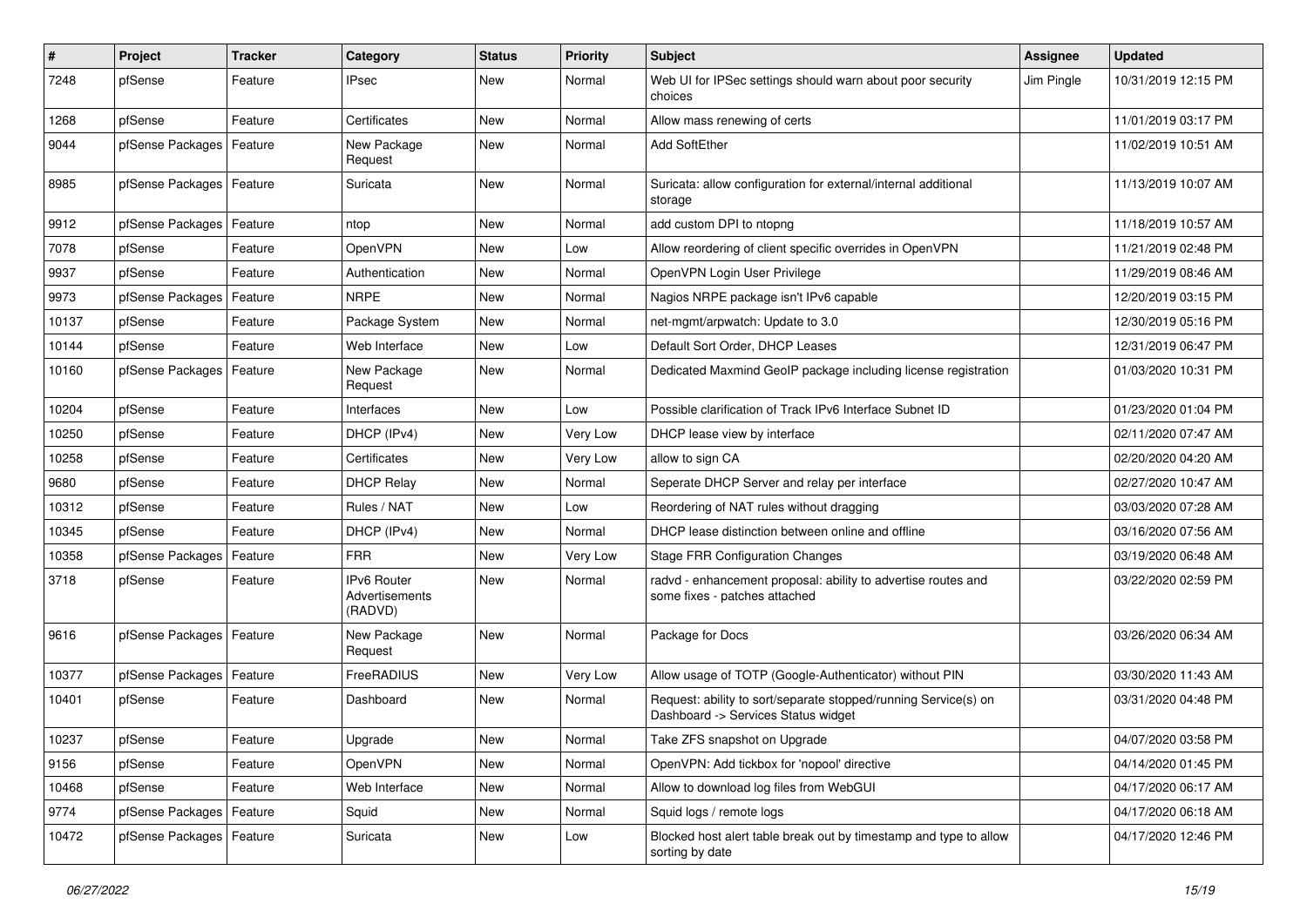| # | Project | Tracker | Category | Status | Priority | Subject | Assignee | Updated |
|---|---|---|---|---|---|---|---|---|
| 7248 | pfSense | Feature | IPsec | New | Normal | Web UI for IPSec settings should warn about poor security choices | Jim Pingle | 10/31/2019 12:15 PM |
| 1268 | pfSense | Feature | Certificates | New | Normal | Allow mass renewing of certs | | 11/01/2019 03:17 PM |
| 9044 | pfSense Packages | Feature | New Package Request | New | Normal | Add SoftEther | | 11/02/2019 10:51 AM |
| 8985 | pfSense Packages | Feature | Suricata | New | Normal | Suricata: allow configuration for external/internal additional storage | | 11/13/2019 10:07 AM |
| 9912 | pfSense Packages | Feature | ntop | New | Normal | add custom DPI to ntopng | | 11/18/2019 10:57 AM |
| 7078 | pfSense | Feature | OpenVPN | New | Low | Allow reordering of client specific overrides in OpenVPN | | 11/21/2019 02:48 PM |
| 9937 | pfSense | Feature | Authentication | New | Normal | OpenVPN Login User Privilege | | 11/29/2019 08:46 AM |
| 9973 | pfSense Packages | Feature | NRPE | New | Normal | Nagios NRPE package isn't IPv6 capable | | 12/20/2019 03:15 PM |
| 10137 | pfSense | Feature | Package System | New | Normal | net-mgmt/arpwatch: Update to 3.0 | | 12/30/2019 05:16 PM |
| 10144 | pfSense | Feature | Web Interface | New | Low | Default Sort Order, DHCP Leases | | 12/31/2019 06:47 PM |
| 10160 | pfSense Packages | Feature | New Package Request | New | Normal | Dedicated Maxmind GeoIP package including license registration | | 01/03/2020 10:31 PM |
| 10204 | pfSense | Feature | Interfaces | New | Low | Possible clarification of Track IPv6 Interface Subnet ID | | 01/23/2020 01:04 PM |
| 10250 | pfSense | Feature | DHCP (IPv4) | New | Very Low | DHCP lease view by interface | | 02/11/2020 07:47 AM |
| 10258 | pfSense | Feature | Certificates | New | Very Low | allow to sign CA | | 02/20/2020 04:20 AM |
| 9680 | pfSense | Feature | DHCP Relay | New | Normal | Seperate DHCP Server and relay per interface | | 02/27/2020 10:47 AM |
| 10312 | pfSense | Feature | Rules / NAT | New | Low | Reordering of NAT rules without dragging | | 03/03/2020 07:28 AM |
| 10345 | pfSense | Feature | DHCP (IPv4) | New | Normal | DHCP lease distinction between online and offline | | 03/16/2020 07:56 AM |
| 10358 | pfSense Packages | Feature | FRR | New | Very Low | Stage FRR Configuration Changes | | 03/19/2020 06:48 AM |
| 3718 | pfSense | Feature | IPv6 Router Advertisements (RADVD) | New | Normal | radvd - enhancement proposal: ability to advertise routes and some fixes - patches attached | | 03/22/2020 02:59 PM |
| 9616 | pfSense Packages | Feature | New Package Request | New | Normal | Package for Docs | | 03/26/2020 06:34 AM |
| 10377 | pfSense Packages | Feature | FreeRADIUS | New | Very Low | Allow usage of TOTP (Google-Authenticator) without PIN | | 03/30/2020 11:43 AM |
| 10401 | pfSense | Feature | Dashboard | New | Normal | Request: ability to sort/separate stopped/running Service(s) on Dashboard -> Services Status widget | | 03/31/2020 04:48 PM |
| 10237 | pfSense | Feature | Upgrade | New | Normal | Take ZFS snapshot on Upgrade | | 04/07/2020 03:58 PM |
| 9156 | pfSense | Feature | OpenVPN | New | Normal | OpenVPN: Add tickbox for 'nopool' directive | | 04/14/2020 01:45 PM |
| 10468 | pfSense | Feature | Web Interface | New | Normal | Allow to download log files from WebGUI | | 04/17/2020 06:17 AM |
| 9774 | pfSense Packages | Feature | Squid | New | Normal | Squid logs / remote logs | | 04/17/2020 06:18 AM |
| 10472 | pfSense Packages | Feature | Suricata | New | Low | Blocked host alert table break out by timestamp and type to allow sorting by date | | 04/17/2020 12:46 PM |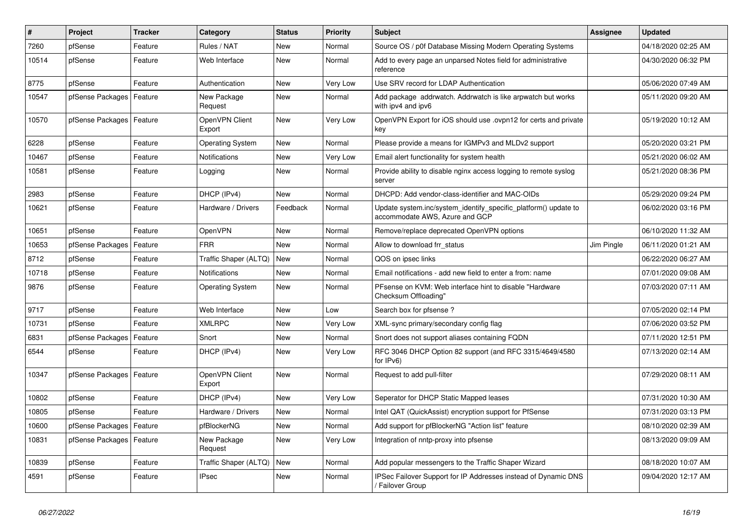| # | Project | Tracker | Category | Status | Priority | Subject | Assignee | Updated |
|---|---|---|---|---|---|---|---|---|
| 7260 | pfSense | Feature | Rules / NAT | New | Normal | Source OS / p0f Database Missing Modern Operating Systems | | 04/18/2020 02:25 AM |
| 10514 | pfSense | Feature | Web Interface | New | Normal | Add to every page an unparsed Notes field for administrative reference | | 04/30/2020 06:32 PM |
| 8775 | pfSense | Feature | Authentication | New | Very Low | Use SRV record for LDAP Authentication | | 05/06/2020 07:49 AM |
| 10547 | pfSense Packages | Feature | New Package Request | New | Normal | Add package addrwatch. Addrwatch is like arpwatch but works with ipv4 and ipv6 | | 05/11/2020 09:20 AM |
| 10570 | pfSense Packages | Feature | OpenVPN Client Export | New | Very Low | OpenVPN Export for iOS should use .ovpn12 for certs and private key | | 05/19/2020 10:12 AM |
| 6228 | pfSense | Feature | Operating System | New | Normal | Please provide a means for IGMPv3 and MLDv2 support | | 05/20/2020 03:21 PM |
| 10467 | pfSense | Feature | Notifications | New | Very Low | Email alert functionality for system health | | 05/21/2020 06:02 AM |
| 10581 | pfSense | Feature | Logging | New | Normal | Provide ability to disable nginx access logging to remote syslog server | | 05/21/2020 08:36 PM |
| 2983 | pfSense | Feature | DHCP (IPv4) | New | Normal | DHCPD: Add vendor-class-identifier and MAC-OIDs | | 05/29/2020 09:24 PM |
| 10621 | pfSense | Feature | Hardware / Drivers | Feedback | Normal | Update system.inc/system_identify_specific_platform() update to accommodate AWS, Azure and GCP | | 06/02/2020 03:16 PM |
| 10651 | pfSense | Feature | OpenVPN | New | Normal | Remove/replace deprecated OpenVPN options | | 06/10/2020 11:32 AM |
| 10653 | pfSense Packages | Feature | FRR | New | Normal | Allow to download frr_status | Jim Pingle | 06/11/2020 01:21 AM |
| 8712 | pfSense | Feature | Traffic Shaper (ALTQ) | New | Normal | QOS on ipsec links | | 06/22/2020 06:27 AM |
| 10718 | pfSense | Feature | Notifications | New | Normal | Email notifications - add new field to enter a from: name | | 07/01/2020 09:08 AM |
| 9876 | pfSense | Feature | Operating System | New | Normal | PFsense on KVM: Web interface hint to disable "Hardware Checksum Offloading" | | 07/03/2020 07:11 AM |
| 9717 | pfSense | Feature | Web Interface | New | Low | Search box for pfsense ? | | 07/05/2020 02:14 PM |
| 10731 | pfSense | Feature | XMLRPC | New | Very Low | XML-sync primary/secondary config flag | | 07/06/2020 03:52 PM |
| 6831 | pfSense Packages | Feature | Snort | New | Normal | Snort does not support aliases containing FQDN | | 07/11/2020 12:51 PM |
| 6544 | pfSense | Feature | DHCP (IPv4) | New | Very Low | RFC 3046 DHCP Option 82 support (and RFC 3315/4649/4580 for IPv6) | | 07/13/2020 02:14 AM |
| 10347 | pfSense Packages | Feature | OpenVPN Client Export | New | Normal | Request to add pull-filter | | 07/29/2020 08:11 AM |
| 10802 | pfSense | Feature | DHCP (IPv4) | New | Very Low | Seperator for DHCP Static Mapped leases | | 07/31/2020 10:30 AM |
| 10805 | pfSense | Feature | Hardware / Drivers | New | Normal | Intel QAT (QuickAssist) encryption support for PfSense | | 07/31/2020 03:13 PM |
| 10600 | pfSense Packages | Feature | pfBlockerNG | New | Normal | Add support for pfBlockerNG "Action list" feature | | 08/10/2020 02:39 AM |
| 10831 | pfSense Packages | Feature | New Package Request | New | Very Low | Integration of nntp-proxy into pfsense | | 08/13/2020 09:09 AM |
| 10839 | pfSense | Feature | Traffic Shaper (ALTQ) | New | Normal | Add popular messengers to the Traffic Shaper Wizard | | 08/18/2020 10:07 AM |
| 4591 | pfSense | Feature | IPsec | New | Normal | IPSec Failover Support for IP Addresses instead of Dynamic DNS / Failover Group | | 09/04/2020 12:17 AM |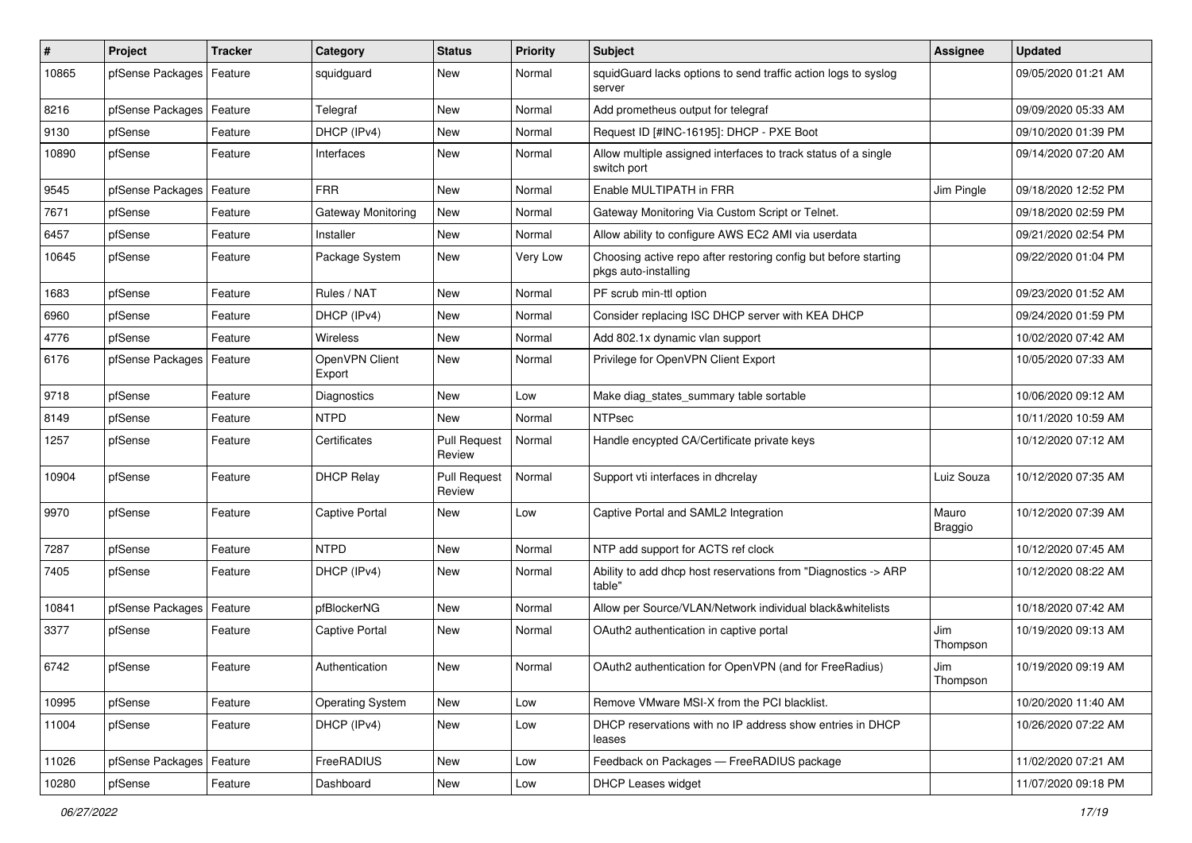| # | Project | Tracker | Category | Status | Priority | Subject | Assignee | Updated |
|---|---|---|---|---|---|---|---|---|
| 10865 | pfSense Packages | Feature | squidguard | New | Normal | squidGuard lacks options to send traffic action logs to syslog server | | 09/05/2020 01:21 AM |
| 8216 | pfSense Packages | Feature | Telegraf | New | Normal | Add prometheus output for telegraf | | 09/09/2020 05:33 AM |
| 9130 | pfSense | Feature | DHCP (IPv4) | New | Normal | Request ID [#INC-16195]: DHCP - PXE Boot | | 09/10/2020 01:39 PM |
| 10890 | pfSense | Feature | Interfaces | New | Normal | Allow multiple assigned interfaces to track status of a single switch port | | 09/14/2020 07:20 AM |
| 9545 | pfSense Packages | Feature | FRR | New | Normal | Enable MULTIPATH in FRR | Jim Pingle | 09/18/2020 12:52 PM |
| 7671 | pfSense | Feature | Gateway Monitoring | New | Normal | Gateway Monitoring Via Custom Script or Telnet. | | 09/18/2020 02:59 PM |
| 6457 | pfSense | Feature | Installer | New | Normal | Allow ability to configure AWS EC2 AMI via userdata | | 09/21/2020 02:54 PM |
| 10645 | pfSense | Feature | Package System | New | Very Low | Choosing active repo after restoring config but before starting pkgs auto-installing | | 09/22/2020 01:04 PM |
| 1683 | pfSense | Feature | Rules / NAT | New | Normal | PF scrub min-ttl option | | 09/23/2020 01:52 AM |
| 6960 | pfSense | Feature | DHCP (IPv4) | New | Normal | Consider replacing ISC DHCP server with KEA DHCP | | 09/24/2020 01:59 PM |
| 4776 | pfSense | Feature | Wireless | New | Normal | Add 802.1x dynamic vlan support | | 10/02/2020 07:42 AM |
| 6176 | pfSense Packages | Feature | OpenVPN Client Export | New | Normal | Privilege for OpenVPN Client Export | | 10/05/2020 07:33 AM |
| 9718 | pfSense | Feature | Diagnostics | New | Low | Make diag_states_summary table sortable | | 10/06/2020 09:12 AM |
| 8149 | pfSense | Feature | NTPD | New | Normal | NTPsec | | 10/11/2020 10:59 AM |
| 1257 | pfSense | Feature | Certificates | Pull Request Review | Normal | Handle encypted CA/Certificate private keys | | 10/12/2020 07:12 AM |
| 10904 | pfSense | Feature | DHCP Relay | Pull Request Review | Normal | Support vti interfaces in dhcrelay | Luiz Souza | 10/12/2020 07:35 AM |
| 9970 | pfSense | Feature | Captive Portal | New | Low | Captive Portal and SAML2 Integration | Mauro Braggio | 10/12/2020 07:39 AM |
| 7287 | pfSense | Feature | NTPD | New | Normal | NTP add support for ACTS ref clock | | 10/12/2020 07:45 AM |
| 7405 | pfSense | Feature | DHCP (IPv4) | New | Normal | Ability to add dhcp host reservations from "Diagnostics -> ARP table" | | 10/12/2020 08:22 AM |
| 10841 | pfSense Packages | Feature | pfBlockerNG | New | Normal | Allow per Source/VLAN/Network individual black&whitelists | | 10/18/2020 07:42 AM |
| 3377 | pfSense | Feature | Captive Portal | New | Normal | OAuth2 authentication in captive portal | Jim Thompson | 10/19/2020 09:13 AM |
| 6742 | pfSense | Feature | Authentication | New | Normal | OAuth2 authentication for OpenVPN (and for FreeRadius) | Jim Thompson | 10/19/2020 09:19 AM |
| 10995 | pfSense | Feature | Operating System | New | Low | Remove VMware MSI-X from the PCI blacklist. | | 10/20/2020 11:40 AM |
| 11004 | pfSense | Feature | DHCP (IPv4) | New | Low | DHCP reservations with no IP address show entries in DHCP leases | | 10/26/2020 07:22 AM |
| 11026 | pfSense Packages | Feature | FreeRADIUS | New | Low | Feedback on Packages — FreeRADIUS package | | 11/02/2020 07:21 AM |
| 10280 | pfSense | Feature | Dashboard | New | Low | DHCP Leases widget | | 11/07/2020 09:18 PM |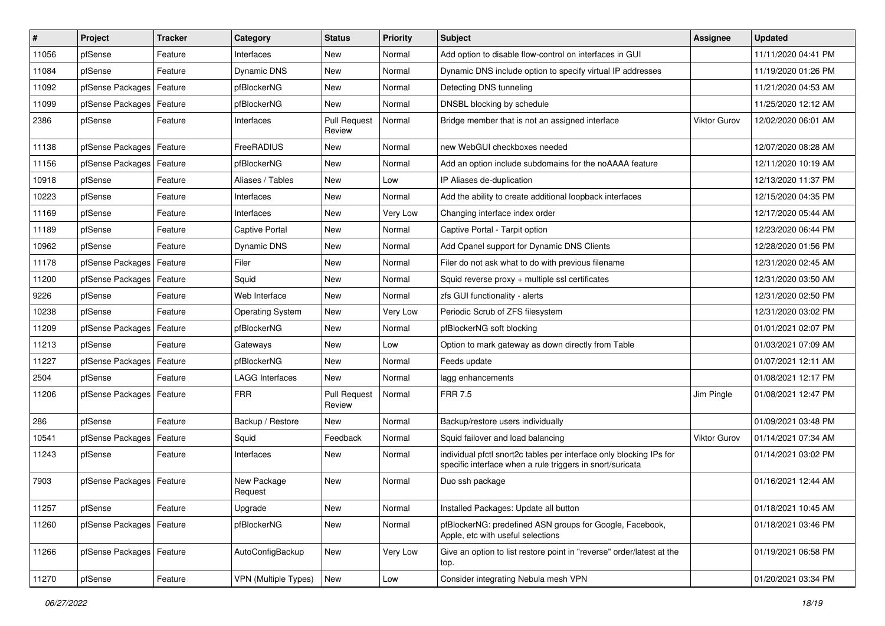| # | Project | Tracker | Category | Status | Priority | Subject | Assignee | Updated |
|---|---|---|---|---|---|---|---|---|
| 11056 | pfSense | Feature | Interfaces | New | Normal | Add option to disable flow-control on interfaces in GUI | | 11/11/2020 04:41 PM |
| 11084 | pfSense | Feature | Dynamic DNS | New | Normal | Dynamic DNS include option to specify virtual IP addresses | | 11/19/2020 01:26 PM |
| 11092 | pfSense Packages | Feature | pfBlockerNG | New | Normal | Detecting DNS tunneling | | 11/21/2020 04:53 AM |
| 11099 | pfSense Packages | Feature | pfBlockerNG | New | Normal | DNSBL blocking by schedule | | 11/25/2020 12:12 AM |
| 2386 | pfSense | Feature | Interfaces | Pull Request Review | Normal | Bridge member that is not an assigned interface | Viktor Gurov | 12/02/2020 06:01 AM |
| 11138 | pfSense Packages | Feature | FreeRADIUS | New | Normal | new WebGUI checkboxes needed | | 12/07/2020 08:28 AM |
| 11156 | pfSense Packages | Feature | pfBlockerNG | New | Normal | Add an option include subdomains for the noAAAA feature | | 12/11/2020 10:19 AM |
| 10918 | pfSense | Feature | Aliases / Tables | New | Low | IP Aliases de-duplication | | 12/13/2020 11:37 PM |
| 10223 | pfSense | Feature | Interfaces | New | Normal | Add the ability to create additional loopback interfaces | | 12/15/2020 04:35 PM |
| 11169 | pfSense | Feature | Interfaces | New | Very Low | Changing interface index order | | 12/17/2020 05:44 AM |
| 11189 | pfSense | Feature | Captive Portal | New | Normal | Captive Portal - Tarpit option | | 12/23/2020 06:44 PM |
| 10962 | pfSense | Feature | Dynamic DNS | New | Normal | Add Cpanel support for Dynamic DNS Clients | | 12/28/2020 01:56 PM |
| 11178 | pfSense Packages | Feature | Filer | New | Normal | Filer do not ask what to do with previous filename | | 12/31/2020 02:45 AM |
| 11200 | pfSense Packages | Feature | Squid | New | Normal | Squid reverse proxy + multiple ssl certificates | | 12/31/2020 03:50 AM |
| 9226 | pfSense | Feature | Web Interface | New | Normal | zfs GUI functionality - alerts | | 12/31/2020 02:50 PM |
| 10238 | pfSense | Feature | Operating System | New | Very Low | Periodic Scrub of ZFS filesystem | | 12/31/2020 03:02 PM |
| 11209 | pfSense Packages | Feature | pfBlockerNG | New | Normal | pfBlockerNG soft blocking | | 01/01/2021 02:07 PM |
| 11213 | pfSense | Feature | Gateways | New | Low | Option to mark gateway as down directly from Table | | 01/03/2021 07:09 AM |
| 11227 | pfSense Packages | Feature | pfBlockerNG | New | Normal | Feeds update | | 01/07/2021 12:11 AM |
| 2504 | pfSense | Feature | LAGG Interfaces | New | Normal | lagg enhancements | | 01/08/2021 12:17 PM |
| 11206 | pfSense Packages | Feature | FRR | Pull Request Review | Normal | FRR 7.5 | Jim Pingle | 01/08/2021 12:47 PM |
| 286 | pfSense | Feature | Backup / Restore | New | Normal | Backup/restore users individually | | 01/09/2021 03:48 PM |
| 10541 | pfSense Packages | Feature | Squid | Feedback | Normal | Squid failover and load balancing | Viktor Gurov | 01/14/2021 07:34 AM |
| 11243 | pfSense | Feature | Interfaces | New | Normal | individual pfctl snort2c tables per interface only blocking IPs for specific interface when a rule triggers in snort/suricata | | 01/14/2021 03:02 PM |
| 7903 | pfSense Packages | Feature | New Package Request | New | Normal | Duo ssh package | | 01/16/2021 12:44 AM |
| 11257 | pfSense | Feature | Upgrade | New | Normal | Installed Packages: Update all button | | 01/18/2021 10:45 AM |
| 11260 | pfSense Packages | Feature | pfBlockerNG | New | Normal | pfBlockerNG: predefined ASN groups for Google, Facebook, Apple, etc with useful selections | | 01/18/2021 03:46 PM |
| 11266 | pfSense Packages | Feature | AutoConfigBackup | New | Very Low | Give an option to list restore point in "reverse" order/latest at the top. | | 01/19/2021 06:58 PM |
| 11270 | pfSense | Feature | VPN (Multiple Types) | New | Low | Consider integrating Nebula mesh VPN | | 01/20/2021 03:34 PM |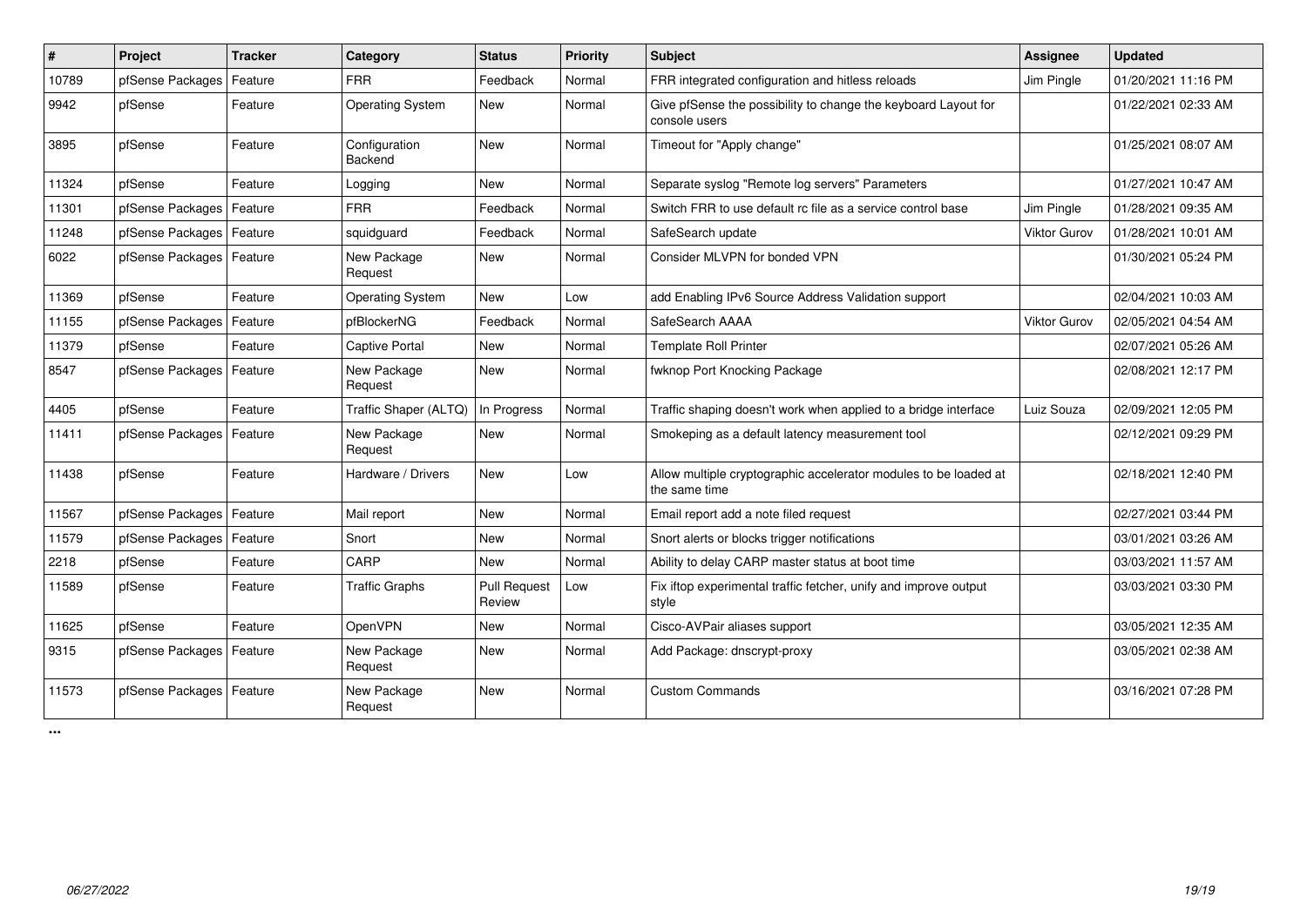| # | Project | Tracker | Category | Status | Priority | Subject | Assignee | Updated |
|---|---|---|---|---|---|---|---|---|
| 10789 | pfSense Packages | Feature | FRR | Feedback | Normal | FRR integrated configuration and hitless reloads | Jim Pingle | 01/20/2021 11:16 PM |
| 9942 | pfSense | Feature | Operating System | New | Normal | Give pfSense the possibility to change the keyboard Layout for console users | | 01/22/2021 02:33 AM |
| 3895 | pfSense | Feature | Configuration Backend | New | Normal | Timeout for "Apply change" | | 01/25/2021 08:07 AM |
| 11324 | pfSense | Feature | Logging | New | Normal | Separate syslog "Remote log servers" Parameters | | 01/27/2021 10:47 AM |
| 11301 | pfSense Packages | Feature | FRR | Feedback | Normal | Switch FRR to use default rc file as a service control base | Jim Pingle | 01/28/2021 09:35 AM |
| 11248 | pfSense Packages | Feature | squidguard | Feedback | Normal | SafeSearch update | Viktor Gurov | 01/28/2021 10:01 AM |
| 6022 | pfSense Packages | Feature | New Package Request | New | Normal | Consider MLVPN for bonded VPN | | 01/30/2021 05:24 PM |
| 11369 | pfSense | Feature | Operating System | New | Low | add Enabling IPv6 Source Address Validation support | | 02/04/2021 10:03 AM |
| 11155 | pfSense Packages | Feature | pfBlockerNG | Feedback | Normal | SafeSearch AAAA | Viktor Gurov | 02/05/2021 04:54 AM |
| 11379 | pfSense | Feature | Captive Portal | New | Normal | Template Roll Printer | | 02/07/2021 05:26 AM |
| 8547 | pfSense Packages | Feature | New Package Request | New | Normal | fwknop Port Knocking Package | | 02/08/2021 12:17 PM |
| 4405 | pfSense | Feature | Traffic Shaper (ALTQ) | In Progress | Normal | Traffic shaping doesn't work when applied to a bridge interface | Luiz Souza | 02/09/2021 12:05 PM |
| 11411 | pfSense Packages | Feature | New Package Request | New | Normal | Smokeping as a default latency measurement tool | | 02/12/2021 09:29 PM |
| 11438 | pfSense | Feature | Hardware / Drivers | New | Low | Allow multiple cryptographic accelerator modules to be loaded at the same time | | 02/18/2021 12:40 PM |
| 11567 | pfSense Packages | Feature | Mail report | New | Normal | Email report add a note filed request | | 02/27/2021 03:44 PM |
| 11579 | pfSense Packages | Feature | Snort | New | Normal | Snort alerts or blocks trigger notifications | | 03/01/2021 03:26 AM |
| 2218 | pfSense | Feature | CARP | New | Normal | Ability to delay CARP master status at boot time | | 03/03/2021 11:57 AM |
| 11589 | pfSense | Feature | Traffic Graphs | Pull Request Review | Low | Fix iftop experimental traffic fetcher, unify and improve output style | | 03/03/2021 03:30 PM |
| 11625 | pfSense | Feature | OpenVPN | New | Normal | Cisco-AVPair aliases support | | 03/05/2021 12:35 AM |
| 9315 | pfSense Packages | Feature | New Package Request | New | Normal | Add Package: dnscrypt-proxy | | 03/05/2021 02:38 AM |
| 11573 | pfSense Packages | Feature | New Package Request | New | Normal | Custom Commands | | 03/16/2021 07:28 PM |

...